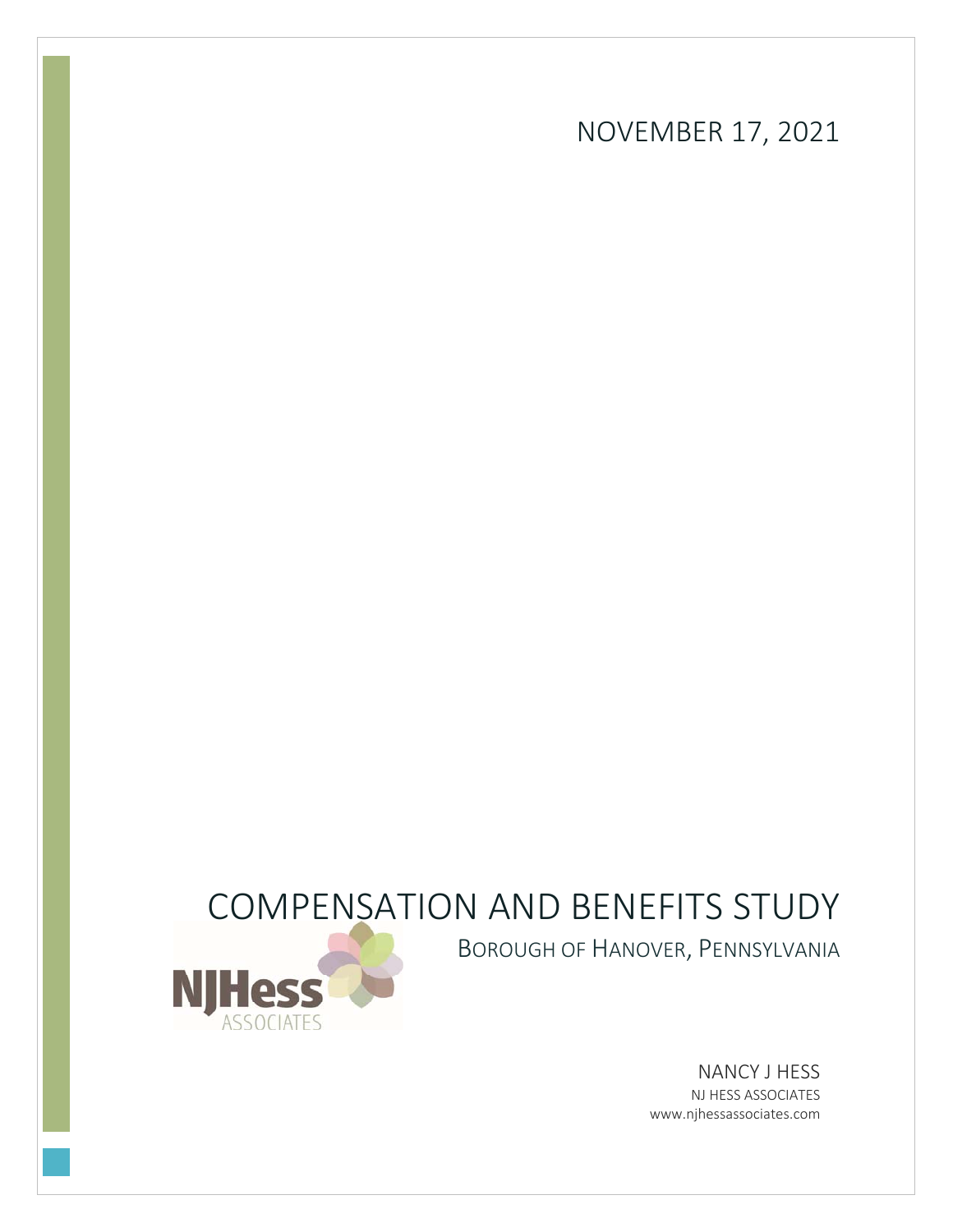NOVEMBER 17, 2021

# COMPENSATION AND BENEFITS STUDY

BOROUGH OF HANOVER, PENNSYLVANIA

NJHess ASSOCIATES

NANCY J HESS

NJ HESS ASSOCIATES

www.njhessassociates.com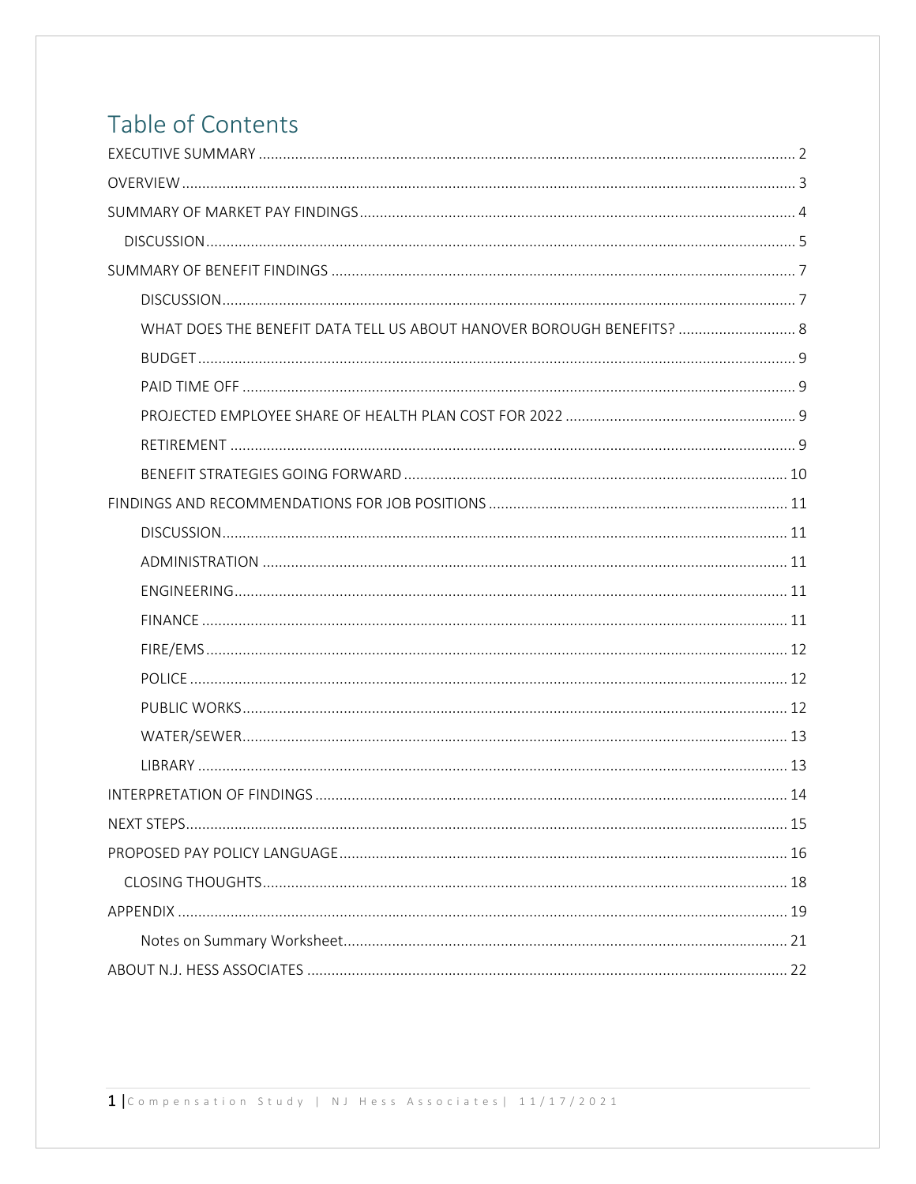# Table of Contents

EXECUTIVE SUMMARY ........................................................................ 2

OVERVIEW ........................................................................ 3

SUMMARY OF MARKET PAY FINDINGS ........................................................................ 4

- DISCUSSION ........................................................................ 5

SUMMARY OF BENEFIT FINDINGS ........................................................................ 7

- DISCUSSION ........................................................................ 7
- WHAT DOES THE BENEFIT DATA TELL US ABOUT HANOVER BOROUGH BENEFITS? ........................................................................ 8
- BUDGET ........................................................................ 9
- PAID TIME OFF ........................................................................ 9
- PROJECTED EMPLOYEE SHARE OF HEALTH PLAN COST FOR 2022 ........................................................................ 9
- RETIREMENT ........................................................................ 9
- BENEFIT STRATEGIES GOING FORWARD ........................................................................ 10

FINDINGS AND RECOMMENDATIONS FOR JOB POSITIONS ........................................................................ 11

- DISCUSSION ........................................................................ 11
- ADMINISTRATION ........................................................................ 11
- ENGINEERING ........................................................................ 11
- FINANCE ........................................................................ 11
- FIRE/EMS ........................................................................ 12
- POLICE ........................................................................ 12
- PUBLIC WORKS ........................................................................ 12
- WATER/SEWER ........................................................................ 13
- LIBRARY ........................................................................ 13

INTERPRETATION OF FINDINGS ........................................................................ 14

NEXT STEPS ........................................................................ 15

PROPOSED PAY POLICY LANGUAGE ........................................................................ 16

- CLOSING THOUGHTS ........................................................................ 18

APPENDIX ........................................................................ 19

- Notes on Summary Worksheet ........................................................................ 21

ABOUT N.J. HESS ASSOCIATES ........................................................................ 22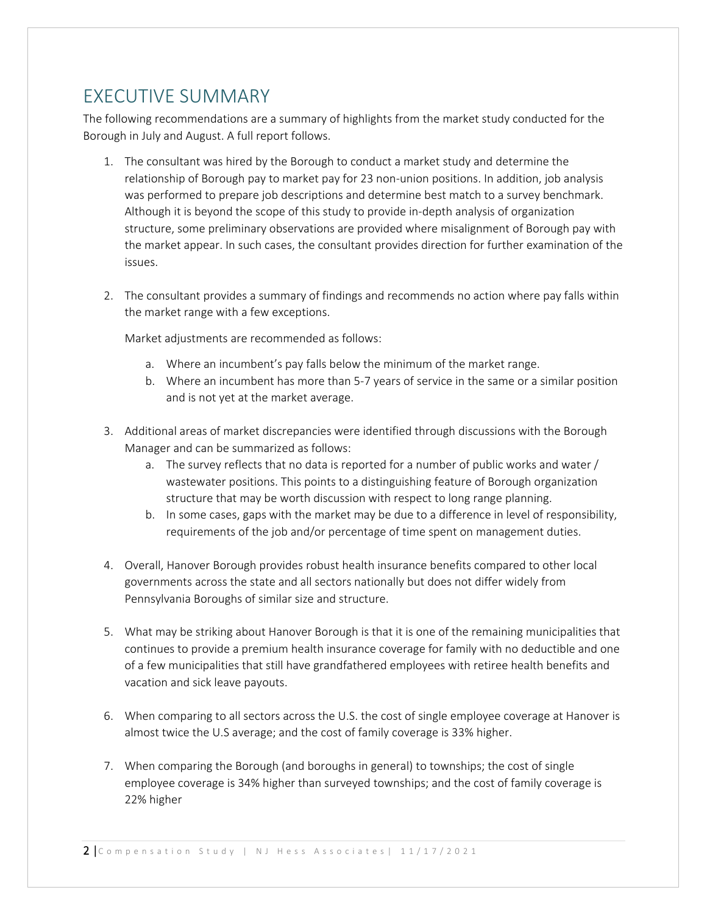# EXECUTIVE SUMMARY

The following recommendations are a summary of highlights from the market study conducted for the Borough in July and August. A full report follows.

1. The consultant was hired by the Borough to conduct a market study and determine the relationship of Borough pay to market pay for 23 non-union positions. In addition, job analysis was performed to prepare job descriptions and determine best match to a survey benchmark. Although it is beyond the scope of this study to provide in-depth analysis of organization structure, some preliminary observations are provided where misalignment of Borough pay with the market appear. In such cases, the consultant provides direction for further examination of the issues.

2. The consultant provides a summary of findings and recommends no action where pay falls within the market range with a few exceptions.

   Market adjustments are recommended as follows:

   a. Where an incumbent's pay falls below the minimum of the market range.
   b. Where an incumbent has more than 5-7 years of service in the same or a similar position and is not yet at the market average.

3. Additional areas of market discrepancies were identified through discussions with the Borough Manager and can be summarized as follows:
   a. The survey reflects that no data is reported for a number of public works and water / wastewater positions. This points to a distinguishing feature of Borough organization structure that may be worth discussion with respect to long range planning.
   b. In some cases, gaps with the market may be due to a difference in level of responsibility, requirements of the job and/or percentage of time spent on management duties.

4. Overall, Hanover Borough provides robust health insurance benefits compared to other local governments across the state and all sectors nationally but does not differ widely from Pennsylvania Boroughs of similar size and structure.

5. What may be striking about Hanover Borough is that it is one of the remaining municipalities that continues to provide a premium health insurance coverage for family with no deductible and one of a few municipalities that still have grandfathered employees with retiree health benefits and vacation and sick leave payouts.

6. When comparing to all sectors across the U.S. the cost of single employee coverage at Hanover is almost twice the U.S average; and the cost of family coverage is 33% higher.

7. When comparing the Borough (and boroughs in general) to townships; the cost of single employee coverage is 34% higher than surveyed townships; and the cost of family coverage is 22% higher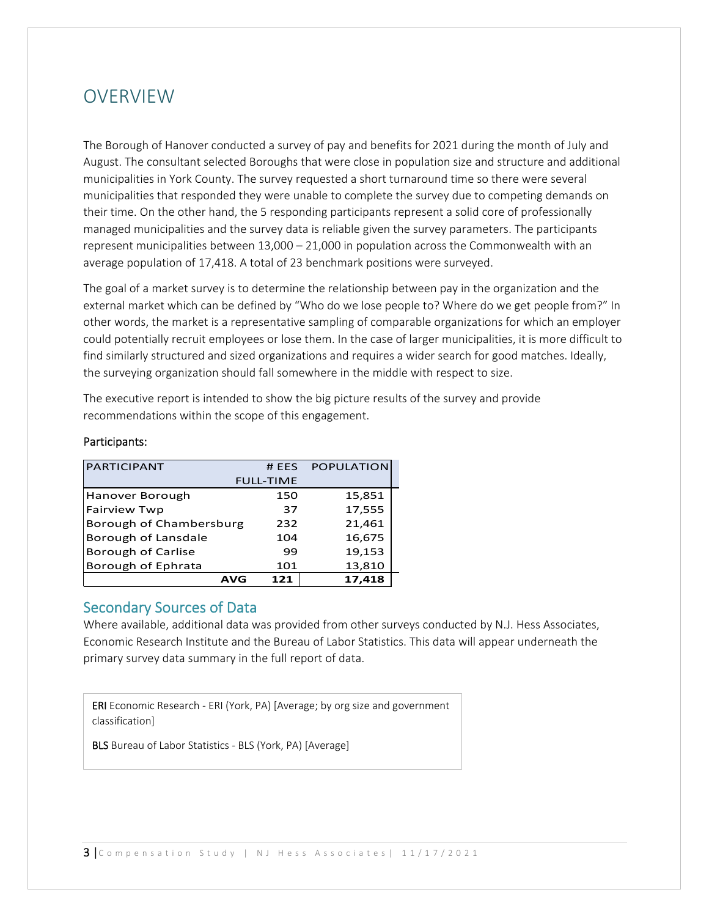# OVERVIEW

The Borough of Hanover conducted a survey of pay and benefits for 2021 during the month of July and August. The consultant selected Boroughs that were close in population size and structure and additional municipalities in York County. The survey requested a short turnaround time so there were several municipalities that responded they were unable to complete the survey due to competing demands on their time. On the other hand, the 5 responding participants represent a solid core of professionally managed municipalities and the survey data is reliable given the survey parameters. The participants represent municipalities between 13,000 – 21,000 in population across the Commonwealth with an average population of 17,418. A total of 23 benchmark positions were surveyed.

The goal of a market survey is to determine the relationship between pay in the organization and the external market which can be defined by "Who do we lose people to? Where do we get people from?" In other words, the market is a representative sampling of comparable organizations for which an employer could potentially recruit employees or lose them. In the case of larger municipalities, it is more difficult to find similarly structured and sized organizations and requires a wider search for good matches. Ideally, the surveying organization should fall somewhere in the middle with respect to size.

The executive report is intended to show the big picture results of the survey and provide recommendations within the scope of this engagement.

Participants:

| PARTICIPANT | # EES FULL-TIME | POPULATION |
|---|---|---|
| Hanover Borough | 150 | 15,851 |
| Fairview Twp | 37 | 17,555 |
| Borough of Chambersburg | 232 | 21,461 |
| Borough of Lansdale | 104 | 16,675 |
| Borough of Carlisle | 99 | 19,153 |
| Borough of Ephrata | 101 | 13,810 |
| **AVG** | **121** | **17,418** |

## Secondary Sources of Data

Where available, additional data was provided from other surveys conducted by N.J. Hess Associates, Economic Research Institute and the Bureau of Labor Statistics. This data will appear underneath the primary survey data summary in the full report of data.

ERI Economic Research - ERI (York, PA) [Average; by org size and government classification]

BLS Bureau of Labor Statistics - BLS (York, PA) [Average]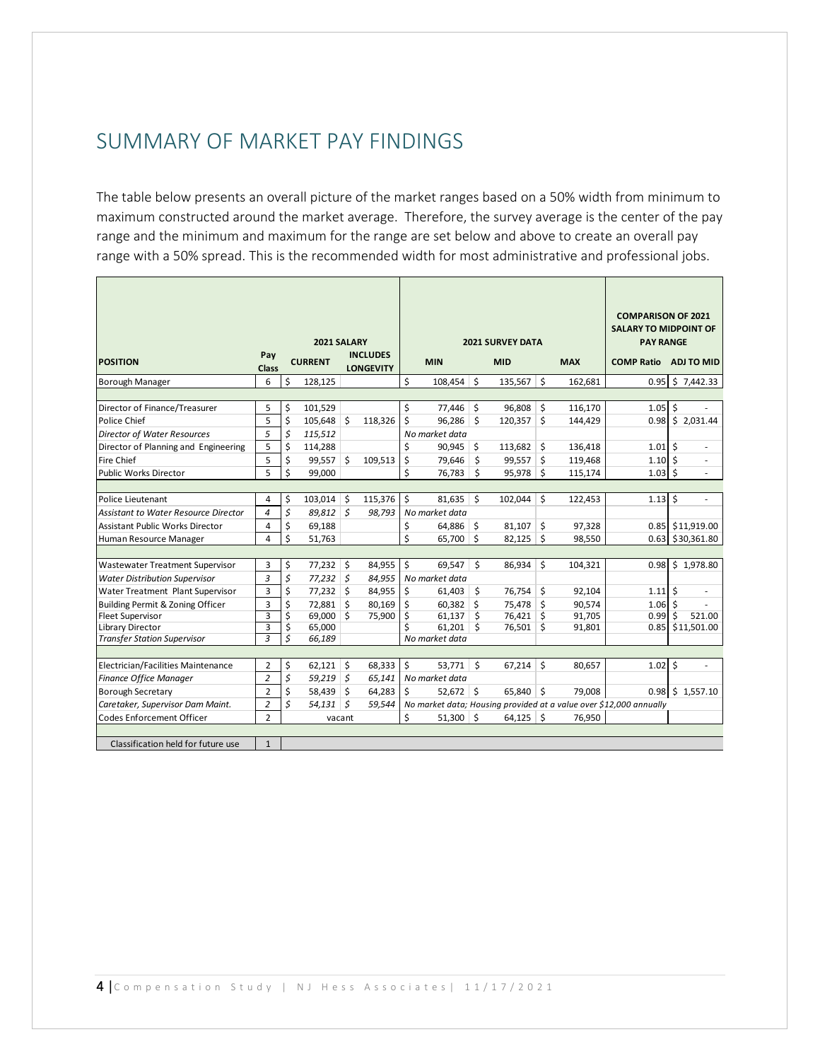# SUMMARY OF MARKET PAY FINDINGS

The table below presents an overall picture of the market ranges based on a 50% width from minimum to maximum constructed around the market average. Therefore, the survey average is the center of the pay range and the minimum and maximum for the range are set below and above to create an overall pay range with a 50% spread. This is the recommended width for most administrative and professional jobs.

| POSITION | Pay Class | 2021 SALARY | | 2021 SURVEY DATA | | | COMPARISON OF 2021 SALARY TO MIDPOINT OF PAY RANGE | |
|---|---|---|---|---|---|---|---|---|
| | | CURRENT | INCLUDES LONGEVITY | MIN | MID | MAX | COMP Ratio | ADJ TO MID |
| Borough Manager | 6 | $ 128,125 | | $ 108,454 | $ 135,567 | $ 162,681 | 0.95 | $ 7,442.33 |
| | | | | | | | | |
| Director of Finance/Treasurer | 5 | $ 101,529 | | $ 77,446 | $ 96,808 | $ 116,170 | 1.05 | $ - |
| Police Chief | 5 | $ 105,648 | $ 118,326 | $ 96,286 | $ 120,357 | $ 144,429 | 0.98 | $ 2,031.44 |
| *Director of Water Resources* | *5* | *$ 115,512* | | *No market data* | | | | |
| Director of Planning and Engineering | 5 | $ 114,288 | | $ 90,945 | $ 113,682 | $ 136,418 | 1.01 | $ - |
| Fire Chief | 5 | $ 99,557 | $ 109,513 | $ 79,646 | $ 99,557 | $ 119,468 | 1.10 | $ - |
| Public Works Director | 5 | $ 99,000 | | $ 76,783 | $ 95,978 | $ 115,174 | 1.03 | $ - |
| | | | | | | | | |
| Police Lieutenant | 4 | $ 103,014 | $ 115,376 | $ 81,635 | $ 102,044 | $ 122,453 | 1.13 | $ - |
| *Assistant to Water Resource Director* | *4* | *$ 89,812* | *$ 98,793* | *No market data* | | | | |
| Assistant Public Works Director | 4 | $ 69,188 | | $ 64,886 | $ 81,107 | $ 97,328 | 0.85 | $11,919.00 |
| Human Resource Manager | 4 | $ 51,763 | | $ 65,700 | $ 82,125 | $ 98,550 | 0.63 | $30,361.80 |
| | | | | | | | | |
| Wastewater Treatment Supervisor | 3 | $ 77,232 | $ 84,955 | $ 69,547 | $ 86,934 | $ 104,321 | 0.98 | $ 1,978.80 |
| *Water Distribution Supervisor* | *3* | *$ 77,232* | *$ 84,955* | *No market data* | | | | |
| Water Treatment Plant Supervisor | 3 | $ 77,232 | $ 84,955 | $ 61,403 | $ 76,754 | $ 92,104 | 1.11 | $ - |
| Building Permit & Zoning Officer | 3 | $ 72,881 | $ 80,169 | $ 60,382 | $ 75,478 | $ 90,574 | 1.06 | $ - |
| Fleet Supervisor | 3 | $ 69,000 | $ 75,900 | $ 61,137 | $ 76,421 | $ 91,705 | 0.99 | $ 521.00 |
| Library Director | 3 | $ 65,000 | | $ 61,201 | $ 76,501 | $ 91,801 | 0.85 | $11,501.00 |
| *Transfer Station Supervisor* | *3* | *$ 66,189* | | *No market data* | | | | |
| | | | | | | | | |
| Electrician/Facilities Maintenance | 2 | $ 62,121 | $ 68,333 | $ 53,771 | $ 67,214 | $ 80,657 | 1.02 | $ - |
| *Finance Office Manager* | *2* | *$ 59,219* | *$ 65,141* | *No market data* | | | | |
| Borough Secretary | 2 | $ 58,439 | $ 64,283 | $ 52,672 | $ 65,840 | $ 79,008 | 0.98 | $ 1,557.10 |
| *Caretaker, Supervisor Dam Maint.* | *2* | *$ 54,131* | *$ 59,544* | *No market data; Housing provided at a value over $12,000 annually* | | | | |
| Codes Enforcement Officer | 2 | vacant | | $ 51,300 | $ 64,125 | $ 76,950 | | |
| | | | | | | | | |
| Classification held for future use | 1 | | | | | | | |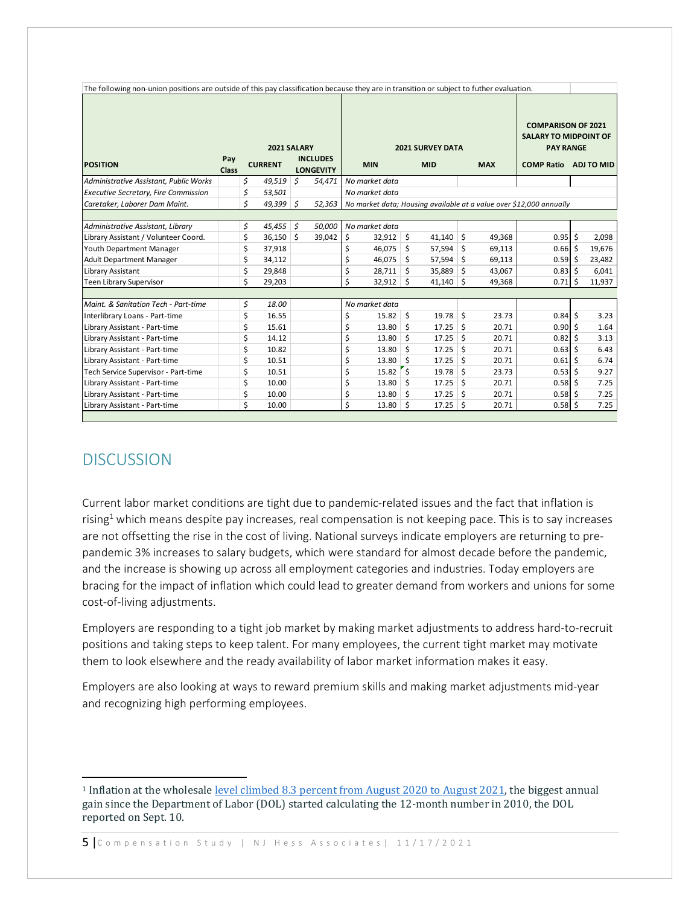The following non-union positions are outside of this pay classification because they are in transition or subject to futher evaluation.

| POSITION | Pay Class | 2021 SALARY CURRENT | 2021 SALARY INCLUDES LONGEVITY | 2021 SURVEY DATA MIN | 2021 SURVEY DATA MID | 2021 SURVEY DATA MAX | COMPARISON OF 2021 SALARY TO MIDPOINT OF PAY RANGE COMP Ratio | ADJ TO MID |
|---|---|---|---|---|---|---|---|---|
| *Administrative Assistant, Public Works* | | *$ 49,519* | *$ 54,471* | *No market data* | | | | |
| *Executive Secretary, Fire Commission* | | *$ 53,501* | | *No market data* | | | | |
| *Caretaker, Laborer Dam Maint.* | | *$ 49,399* | *$ 52,363* | *No market data; Housing available at a value over $12,000 annually* | | | | |
| | | | | | | | | |
| *Administrative Assistant, Library* | | *$ 45,455* | *$ 50,000* | *No market data* | | | | |
| Library Assistant / Volunteer Coord. | | $ 36,150 | $ 39,042 | $ 32,912 | $ 41,140 | $ 49,368 | 0.95 | $ 2,098 |
| Youth Department Manager | | $ 37,918 | | $ 46,075 | $ 57,594 | $ 69,113 | 0.66 | $ 19,676 |
| Adult Department Manager | | $ 34,112 | | $ 46,075 | $ 57,594 | $ 69,113 | 0.59 | $ 23,482 |
| Library Assistant | | $ 29,848 | | $ 28,711 | $ 35,889 | $ 43,067 | 0.83 | $ 6,041 |
| Teen Library Supervisor | | $ 29,203 | | $ 32,912 | $ 41,140 | $ 49,368 | 0.71 | $ 11,937 |
| | | | | | | | | |
| *Maint. & Sanitation Tech - Part-time* | | *$ 18.00* | | *No market data* | | | | |
| Interlibrary Loans - Part-time | | $ 16.55 | | $ 15.82 | $ 19.78 | $ 23.73 | 0.84 | $ 3.23 |
| Library Assistant - Part-time | | $ 15.61 | | $ 13.80 | $ 17.25 | $ 20.71 | 0.90 | $ 1.64 |
| Library Assistant - Part-time | | $ 14.12 | | $ 13.80 | $ 17.25 | $ 20.71 | 0.82 | $ 3.13 |
| Library Assistant - Part-time | | $ 10.82 | | $ 13.80 | $ 17.25 | $ 20.71 | 0.63 | $ 6.43 |
| Library Assistant - Part-time | | $ 10.51 | | $ 13.80 | $ 17.25 | $ 20.71 | 0.61 | $ 6.74 |
| Tech Service Supervisor - Part-time | | $ 10.51 | | $ 15.82 | $ 19.78 | $ 23.73 | 0.53 | $ 9.27 |
| Library Assistant - Part-time | | $ 10.00 | | $ 13.80 | $ 17.25 | $ 20.71 | 0.58 | $ 7.25 |
| Library Assistant - Part-time | | $ 10.00 | | $ 13.80 | $ 17.25 | $ 20.71 | 0.58 | $ 7.25 |
| Library Assistant - Part-time | | $ 10.00 | | $ 13.80 | $ 17.25 | $ 20.71 | 0.58 | $ 7.25 |

## DISCUSSION

Current labor market conditions are tight due to pandemic-related issues and the fact that inflation is rising[1] which means despite pay increases, real compensation is not keeping pace. This is to say increases are not offsetting the rise in the cost of living. National surveys indicate employers are returning to pre-pandemic 3% increases to salary budgets, which were standard for almost decade before the pandemic, and the increase is showing up across all employment categories and industries. Today employers are bracing for the impact of inflation which could lead to greater demand from workers and unions for some cost-of-living adjustments.

Employers are responding to a tight job market by making market adjustments to address hard-to-recruit positions and taking steps to keep talent. For many employees, the current tight market may motivate them to look elsewhere and the ready availability of labor market information makes it easy.

Employers are also looking at ways to reward premium skills and making market adjustments mid-year and recognizing high performing employees.

---

[1] Inflation at the wholesale level climbed 8.3 percent from August 2020 to August 2021, the biggest annual gain since the Department of Labor (DOL) started calculating the 12-month number in 2010, the DOL reported on Sept. 10.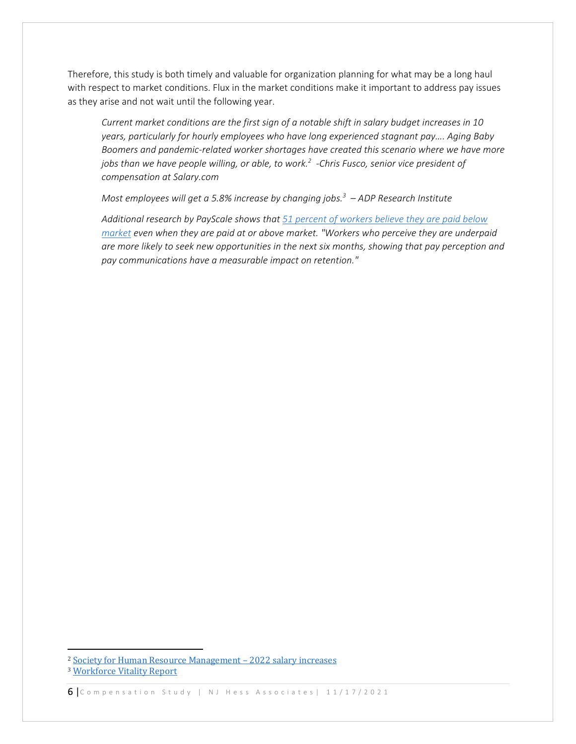Therefore, this study is both timely and valuable for organization planning for what may be a long haul with respect to market conditions. Flux in the market conditions make it important to address pay issues as they arise and not wait until the following year.

> *Current market conditions are the first sign of a notable shift in salary budget increases in 10 years, particularly for hourly employees who have long experienced stagnant pay…. Aging Baby Boomers and pandemic-related worker shortages have created this scenario where we have more jobs than we have people willing, or able, to work.[2] -Chris Fusco, senior vice president of compensation at Salary.com*
>
> *Most employees will get a 5.8% increase by changing jobs.[3] – ADP Research Institute*
>
> *Additional research by PayScale shows that 51 percent of workers believe they are paid below market even when they are paid at or above market. "Workers who perceive they are underpaid are more likely to seek new opportunities in the next six months, showing that pay perception and pay communications have a measurable impact on retention."*

---

[2] Society for Human Resource Management – 2022 salary increases

[3] Workforce Vitality Report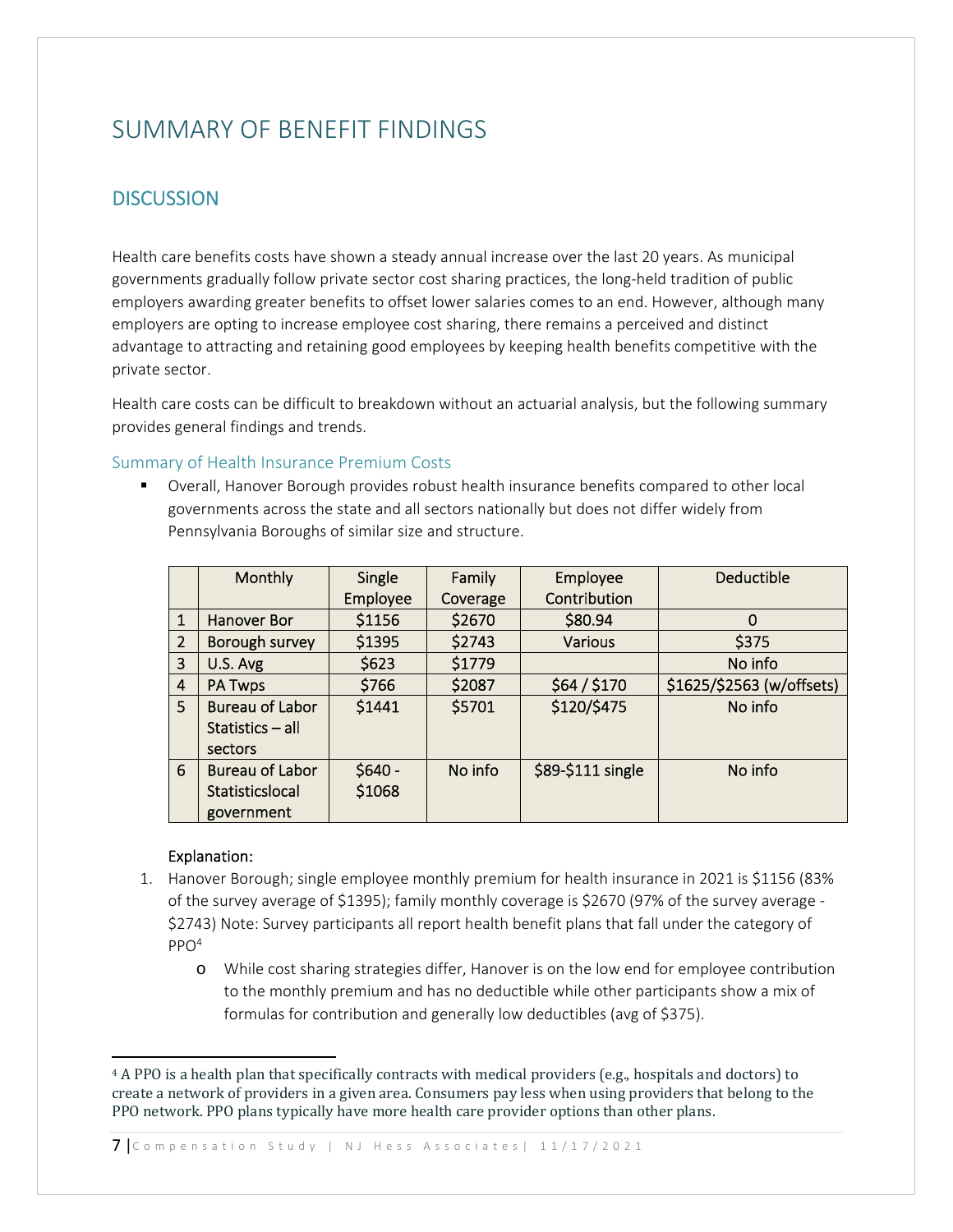# SUMMARY OF BENEFIT FINDINGS

## DISCUSSION

Health care benefits costs have shown a steady annual increase over the last 20 years. As municipal governments gradually follow private sector cost sharing practices, the long-held tradition of public employers awarding greater benefits to offset lower salaries comes to an end. However, although many employers are opting to increase employee cost sharing, there remains a perceived and distinct advantage to attracting and retaining good employees by keeping health benefits competitive with the private sector.

Health care costs can be difficult to breakdown without an actuarial analysis, but the following summary provides general findings and trends.

### Summary of Health Insurance Premium Costs

- Overall, Hanover Borough provides robust health insurance benefits compared to other local governments across the state and all sectors nationally but does not differ widely from Pennsylvania Boroughs of similar size and structure.

| | Monthly | Single Employee | Family Coverage | Employee Contribution | Deductible |
|---|---|---|---|---|---|
| 1 | Hanover Bor | $1156 | $2670 | $80.94 | 0 |
| 2 | Borough survey | $1395 | $2743 | Various | $375 |
| 3 | U.S. Avg | $623 | $1779 | | No info |
| 4 | PA Twps | $766 | $2087 | $64 / $170 | $1625/$2563 (w/offsets) |
| 5 | Bureau of Labor Statistics – all sectors | $1441 | $5701 | $120/$475 | No info |
| 6 | Bureau of Labor Statisticslocal government | $640 - $1068 | No info | $89-$111 single | No info |

Explanation:

1. Hanover Borough; single employee monthly premium for health insurance in 2021 is $1156 (83% of the survey average of $1395); family monthly coverage is $2670 (97% of the survey average - $2743) Note: Survey participants all report health benefit plans that fall under the category of PPO[4]
   - While cost sharing strategies differ, Hanover is on the low end for employee contribution to the monthly premium and has no deductible while other participants show a mix of formulas for contribution and generally low deductibles (avg of $375).

[4] A PPO is a health plan that specifically contracts with medical providers (e.g., hospitals and doctors) to create a network of providers in a given area. Consumers pay less when using providers that belong to the PPO network. PPO plans typically have more health care provider options than other plans.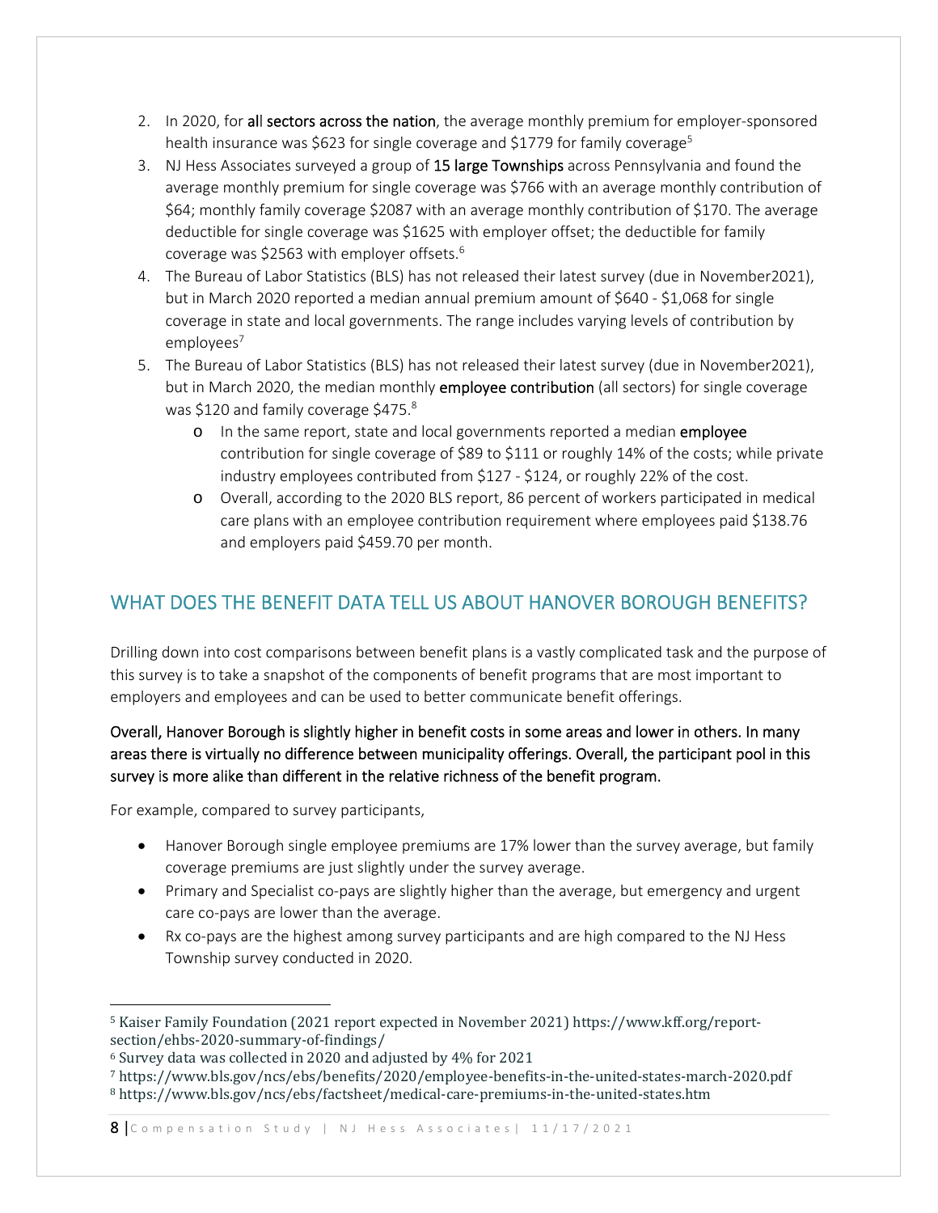2. In 2020, for **all sectors across the nation**, the average monthly premium for employer-sponsored health insurance was $623 for single coverage and $1779 for family coverage[5]
3. NJ Hess Associates surveyed a group of **15 large Townships** across Pennsylvania and found the average monthly premium for single coverage was $766 with an average monthly contribution of $64; monthly family coverage $2087 with an average monthly contribution of $170. The average deductible for single coverage was $1625 with employer offset; the deductible for family coverage was $2563 with employer offsets.[6]
4. The Bureau of Labor Statistics (BLS) has not released their latest survey (due in November2021), but in March 2020 reported a median annual premium amount of $640 - $1,068 for single coverage in state and local governments. The range includes varying levels of contribution by employees[7]
5. The Bureau of Labor Statistics (BLS) has not released their latest survey (due in November2021), but in March 2020, the median monthly **employee contribution** (all sectors) for single coverage was $120 and family coverage $475.[8]
   - In the same report, state and local governments reported a median **employee** contribution for single coverage of $89 to $111 or roughly 14% of the costs; while private industry employees contributed from $127 - $124, or roughly 22% of the cost.
   - Overall, according to the 2020 BLS report, 86 percent of workers participated in medical care plans with an employee contribution requirement where employees paid $138.76 and employers paid $459.70 per month.

## WHAT DOES THE BENEFIT DATA TELL US ABOUT HANOVER BOROUGH BENEFITS?

Drilling down into cost comparisons between benefit plans is a vastly complicated task and the purpose of this survey is to take a snapshot of the components of benefit programs that are most important to employers and employees and can be used to better communicate benefit offerings.

**Overall, Hanover Borough is slightly higher in benefit costs in some areas and lower in others. In many areas there is virtually no difference between municipality offerings. Overall, the participant pool in this survey is more alike than different in the relative richness of the benefit program.**

For example, compared to survey participants,

- Hanover Borough single employee premiums are 17% lower than the survey average, but family coverage premiums are just slightly under the survey average.
- Primary and Specialist co-pays are slightly higher than the average, but emergency and urgent care co-pays are lower than the average.
- Rx co-pays are the highest among survey participants and are high compared to the NJ Hess Township survey conducted in 2020.

---

[5] Kaiser Family Foundation (2021 report expected in November 2021) https://www.kff.org/report-section/ehbs-2020-summary-of-findings/

[6] Survey data was collected in 2020 and adjusted by 4% for 2021

[7] https://www.bls.gov/ncs/ebs/benefits/2020/employee-benefits-in-the-united-states-march-2020.pdf

[8] https://www.bls.gov/ncs/ebs/factsheet/medical-care-premiums-in-the-united-states.htm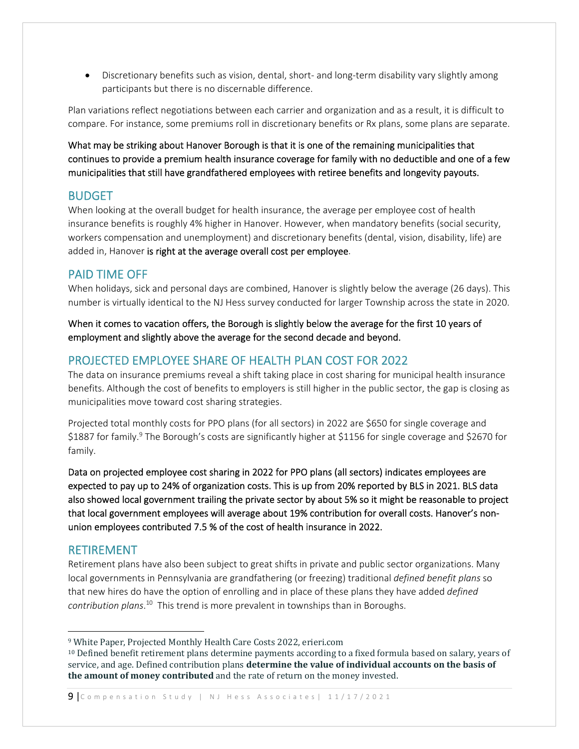- Discretionary benefits such as vision, dental, short- and long-term disability vary slightly among participants but there is no discernable difference.

Plan variations reflect negotiations between each carrier and organization and as a result, it is difficult to compare. For instance, some premiums roll in discretionary benefits or Rx plans, some plans are separate.

What may be striking about Hanover Borough is that it is one of the remaining municipalities that continues to provide a premium health insurance coverage for family with no deductible and one of a few municipalities that still have grandfathered employees with retiree benefits and longevity payouts.

## BUDGET

When looking at the overall budget for health insurance, the average per employee cost of health insurance benefits is roughly 4% higher in Hanover. However, when mandatory benefits (social security, workers compensation and unemployment) and discretionary benefits (dental, vision, disability, life) are added in, Hanover is right at the average overall cost per employee.

## PAID TIME OFF

When holidays, sick and personal days are combined, Hanover is slightly below the average (26 days). This number is virtually identical to the NJ Hess survey conducted for larger Township across the state in 2020.

When it comes to vacation offers, the Borough is slightly below the average for the first 10 years of employment and slightly above the average for the second decade and beyond.

## PROJECTED EMPLOYEE SHARE OF HEALTH PLAN COST FOR 2022

The data on insurance premiums reveal a shift taking place in cost sharing for municipal health insurance benefits. Although the cost of benefits to employers is still higher in the public sector, the gap is closing as municipalities move toward cost sharing strategies.

Projected total monthly costs for PPO plans (for all sectors) in 2022 are $650 for single coverage and $1887 for family.[9] The Borough's costs are significantly higher at $1156 for single coverage and $2670 for family.

Data on projected employee cost sharing in 2022 for PPO plans (all sectors) indicates employees are expected to pay up to 24% of organization costs. This is up from 20% reported by BLS in 2021. BLS data also showed local government trailing the private sector by about 5% so it might be reasonable to project that local government employees will average about 19% contribution for overall costs. Hanover's non-union employees contributed 7.5 % of the cost of health insurance in 2022.

## RETIREMENT

Retirement plans have also been subject to great shifts in private and public sector organizations. Many local governments in Pennsylvania are grandfathering (or freezing) traditional *defined benefit plans* so that new hires do have the option of enrolling and in place of these plans they have added *defined contribution plans*.[10] This trend is more prevalent in townships than in Boroughs.

---

[9] White Paper, Projected Monthly Health Care Costs 2022, erieri.com

[10] Defined benefit retirement plans determine payments according to a fixed formula based on salary, years of service, and age. Defined contribution plans **determine the value of individual accounts on the basis of the amount of money contributed** and the rate of return on the money invested.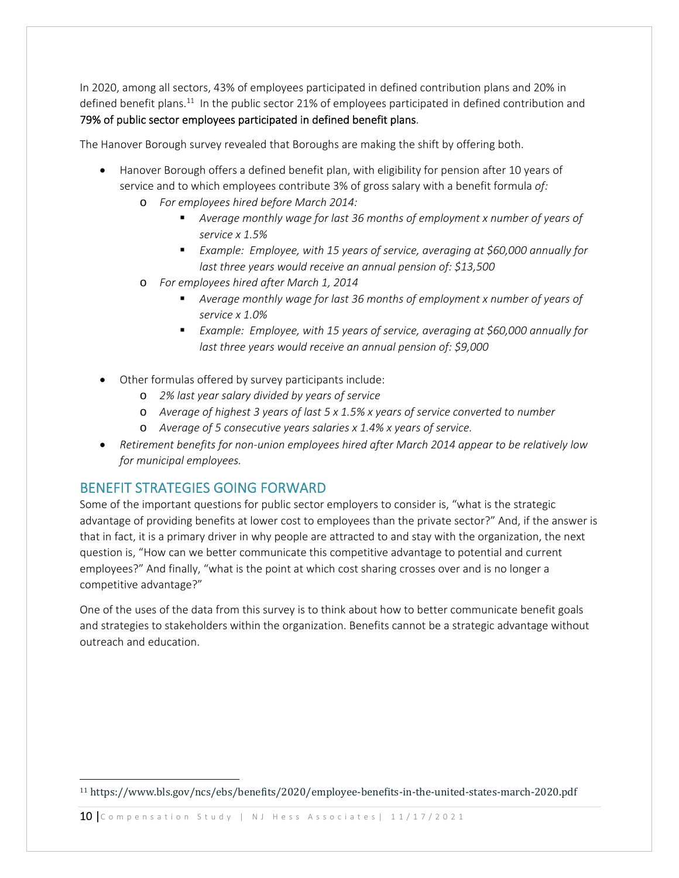In 2020, among all sectors, 43% of employees participated in defined contribution plans and 20% in defined benefit plans.[11] In the public sector 21% of employees participated in defined contribution and **79% of public sector employees participated in defined benefit plans**.

The Hanover Borough survey revealed that Boroughs are making the shift by offering both.

- Hanover Borough offers a defined benefit plan, with eligibility for pension after 10 years of service and to which employees contribute 3% of gross salary with a benefit formula *of:*
  - *For employees hired before March 2014:*
    - *Average monthly wage for last 36 months of employment x number of years of service x 1.5%*
    - *Example: Employee, with 15 years of service, averaging at $60,000 annually for last three years would receive an annual pension of: $13,500*
  - *For employees hired after March 1, 2014*
    - *Average monthly wage for last 36 months of employment x number of years of service x 1.0%*
    - *Example: Employee, with 15 years of service, averaging at $60,000 annually for last three years would receive an annual pension of: $9,000*
- Other formulas offered by survey participants include:
  - *2% last year salary divided by years of service*
  - *Average of highest 3 years of last 5 x 1.5% x years of service converted to number*
  - *Average of 5 consecutive years salaries x 1.4% x years of service.*
- *Retirement benefits for non-union employees hired after March 2014 appear to be relatively low for municipal employees.*

## BENEFIT STRATEGIES GOING FORWARD

Some of the important questions for public sector employers to consider is, "what is the strategic advantage of providing benefits at lower cost to employees than the private sector?" And, if the answer is that in fact, it is a primary driver in why people are attracted to and stay with the organization, the next question is, "How can we better communicate this competitive advantage to potential and current employees?" And finally, "what is the point at which cost sharing crosses over and is no longer a competitive advantage?"

One of the uses of the data from this survey is to think about how to better communicate benefit goals and strategies to stakeholders within the organization. Benefits cannot be a strategic advantage without outreach and education.

[11] https://www.bls.gov/ncs/ebs/benefits/2020/employee-benefits-in-the-united-states-march-2020.pdf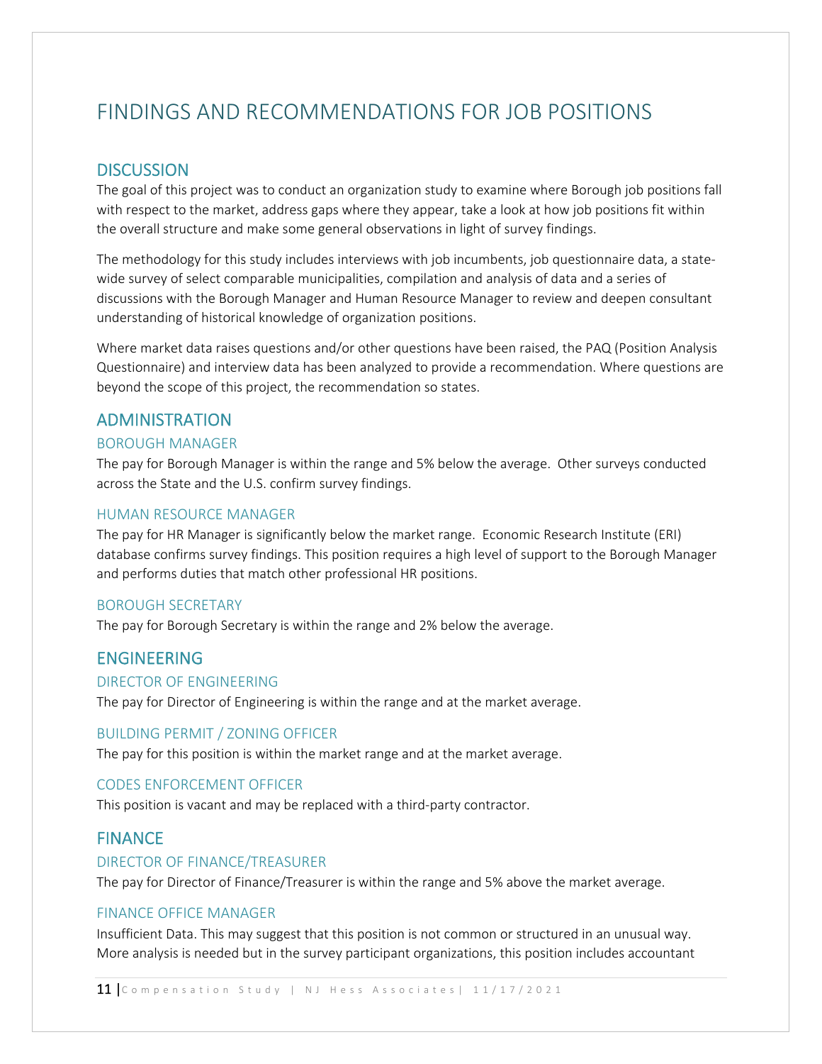# FINDINGS AND RECOMMENDATIONS FOR JOB POSITIONS

## DISCUSSION

The goal of this project was to conduct an organization study to examine where Borough job positions fall with respect to the market, address gaps where they appear, take a look at how job positions fit within the overall structure and make some general observations in light of survey findings.

The methodology for this study includes interviews with job incumbents, job questionnaire data, a state-wide survey of select comparable municipalities, compilation and analysis of data and a series of discussions with the Borough Manager and Human Resource Manager to review and deepen consultant understanding of historical knowledge of organization positions.

Where market data raises questions and/or other questions have been raised, the PAQ (Position Analysis Questionnaire) and interview data has been analyzed to provide a recommendation. Where questions are beyond the scope of this project, the recommendation so states.

## ADMINISTRATION

### BOROUGH MANAGER

The pay for Borough Manager is within the range and 5% below the average. Other surveys conducted across the State and the U.S. confirm survey findings.

### HUMAN RESOURCE MANAGER

The pay for HR Manager is significantly below the market range. Economic Research Institute (ERI) database confirms survey findings. This position requires a high level of support to the Borough Manager and performs duties that match other professional HR positions.

### BOROUGH SECRETARY

The pay for Borough Secretary is within the range and 2% below the average.

## ENGINEERING

### DIRECTOR OF ENGINEERING

The pay for Director of Engineering is within the range and at the market average.

### BUILDING PERMIT / ZONING OFFICER

The pay for this position is within the market range and at the market average.

### CODES ENFORCEMENT OFFICER

This position is vacant and may be replaced with a third-party contractor.

## FINANCE

### DIRECTOR OF FINANCE/TREASURER

The pay for Director of Finance/Treasurer is within the range and 5% above the market average.

### FINANCE OFFICE MANAGER

Insufficient Data. This may suggest that this position is not common or structured in an unusual way. More analysis is needed but in the survey participant organizations, this position includes accountant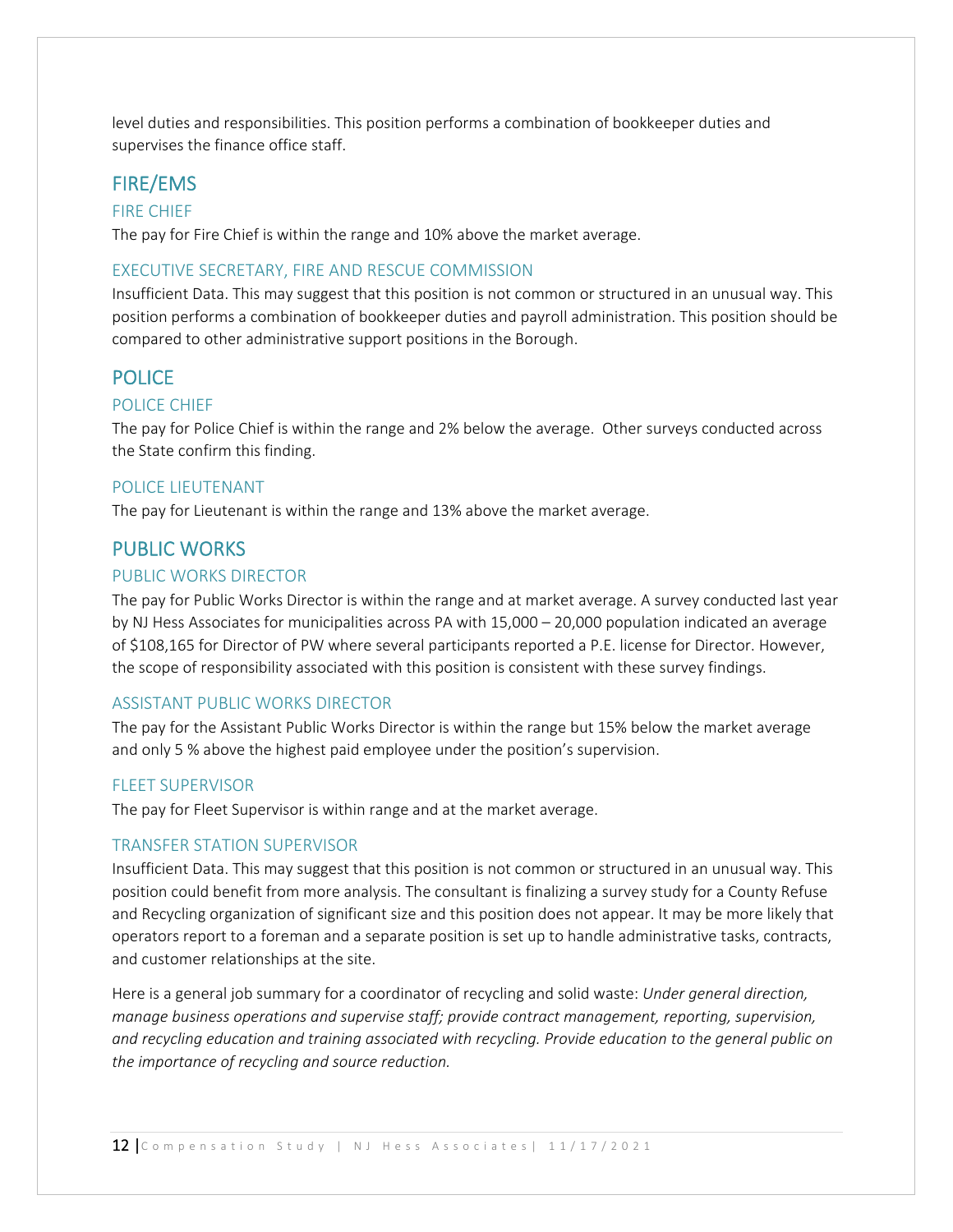level duties and responsibilities. This position performs a combination of bookkeeper duties and supervises the finance office staff.

## FIRE/EMS

### FIRE CHIEF

The pay for Fire Chief is within the range and 10% above the market average.

### EXECUTIVE SECRETARY, FIRE AND RESCUE COMMISSION

Insufficient Data. This may suggest that this position is not common or structured in an unusual way. This position performs a combination of bookkeeper duties and payroll administration. This position should be compared to other administrative support positions in the Borough.

## POLICE

### POLICE CHIEF

The pay for Police Chief is within the range and 2% below the average.  Other surveys conducted across the State confirm this finding.

### POLICE LIEUTENANT

The pay for Lieutenant is within the range and 13% above the market average.

## PUBLIC WORKS

### PUBLIC WORKS DIRECTOR

The pay for Public Works Director is within the range and at market average. A survey conducted last year by NJ Hess Associates for municipalities across PA with 15,000 – 20,000 population indicated an average of $108,165 for Director of PW where several participants reported a P.E. license for Director. However, the scope of responsibility associated with this position is consistent with these survey findings.

### ASSISTANT PUBLIC WORKS DIRECTOR

The pay for the Assistant Public Works Director is within the range but 15% below the market average and only 5 % above the highest paid employee under the position's supervision.

### FLEET SUPERVISOR

The pay for Fleet Supervisor is within range and at the market average.

### TRANSFER STATION SUPERVISOR

Insufficient Data. This may suggest that this position is not common or structured in an unusual way. This position could benefit from more analysis. The consultant is finalizing a survey study for a County Refuse and Recycling organization of significant size and this position does not appear. It may be more likely that operators report to a foreman and a separate position is set up to handle administrative tasks, contracts, and customer relationships at the site.

Here is a general job summary for a coordinator of recycling and solid waste: *Under general direction, manage business operations and supervise staff; provide contract management, reporting, supervision, and recycling education and training associated with recycling. Provide education to the general public on the importance of recycling and source reduction.*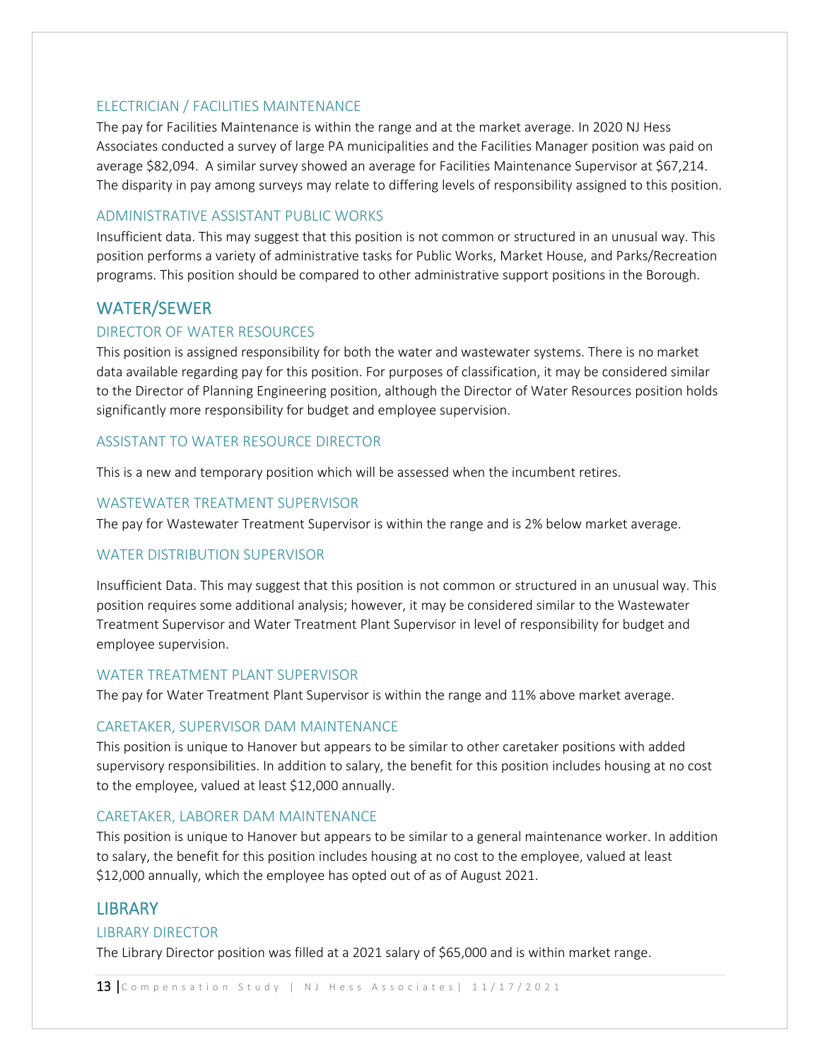### ELECTRICIAN / FACILITIES MAINTENANCE

The pay for Facilities Maintenance is within the range and at the market average. In 2020 NJ Hess Associates conducted a survey of large PA municipalities and the Facilities Manager position was paid on average $82,094. A similar survey showed an average for Facilities Maintenance Supervisor at $67,214. The disparity in pay among surveys may relate to differing levels of responsibility assigned to this position.

### ADMINISTRATIVE ASSISTANT PUBLIC WORKS

Insufficient data. This may suggest that this position is not common or structured in an unusual way. This position performs a variety of administrative tasks for Public Works, Market House, and Parks/Recreation programs. This position should be compared to other administrative support positions in the Borough.

## WATER/SEWER

### DIRECTOR OF WATER RESOURCES

This position is assigned responsibility for both the water and wastewater systems. There is no market data available regarding pay for this position. For purposes of classification, it may be considered similar to the Director of Planning Engineering position, although the Director of Water Resources position holds significantly more responsibility for budget and employee supervision.

### ASSISTANT TO WATER RESOURCE DIRECTOR

This is a new and temporary position which will be assessed when the incumbent retires.

### WASTEWATER TREATMENT SUPERVISOR

The pay for Wastewater Treatment Supervisor is within the range and is 2% below market average.

### WATER DISTRIBUTION SUPERVISOR

Insufficient Data. This may suggest that this position is not common or structured in an unusual way. This position requires some additional analysis; however, it may be considered similar to the Wastewater Treatment Supervisor and Water Treatment Plant Supervisor in level of responsibility for budget and employee supervision.

### WATER TREATMENT PLANT SUPERVISOR

The pay for Water Treatment Plant Supervisor is within the range and 11% above market average.

### CARETAKER, SUPERVISOR DAM MAINTENANCE

This position is unique to Hanover but appears to be similar to other caretaker positions with added supervisory responsibilities. In addition to salary, the benefit for this position includes housing at no cost to the employee, valued at least $12,000 annually.

### CARETAKER, LABORER DAM MAINTENANCE

This position is unique to Hanover but appears to be similar to a general maintenance worker. In addition to salary, the benefit for this position includes housing at no cost to the employee, valued at least $12,000 annually, which the employee has opted out of as of August 2021.

## LIBRARY

### LIBRARY DIRECTOR

The Library Director position was filled at a 2021 salary of $65,000 and is within market range.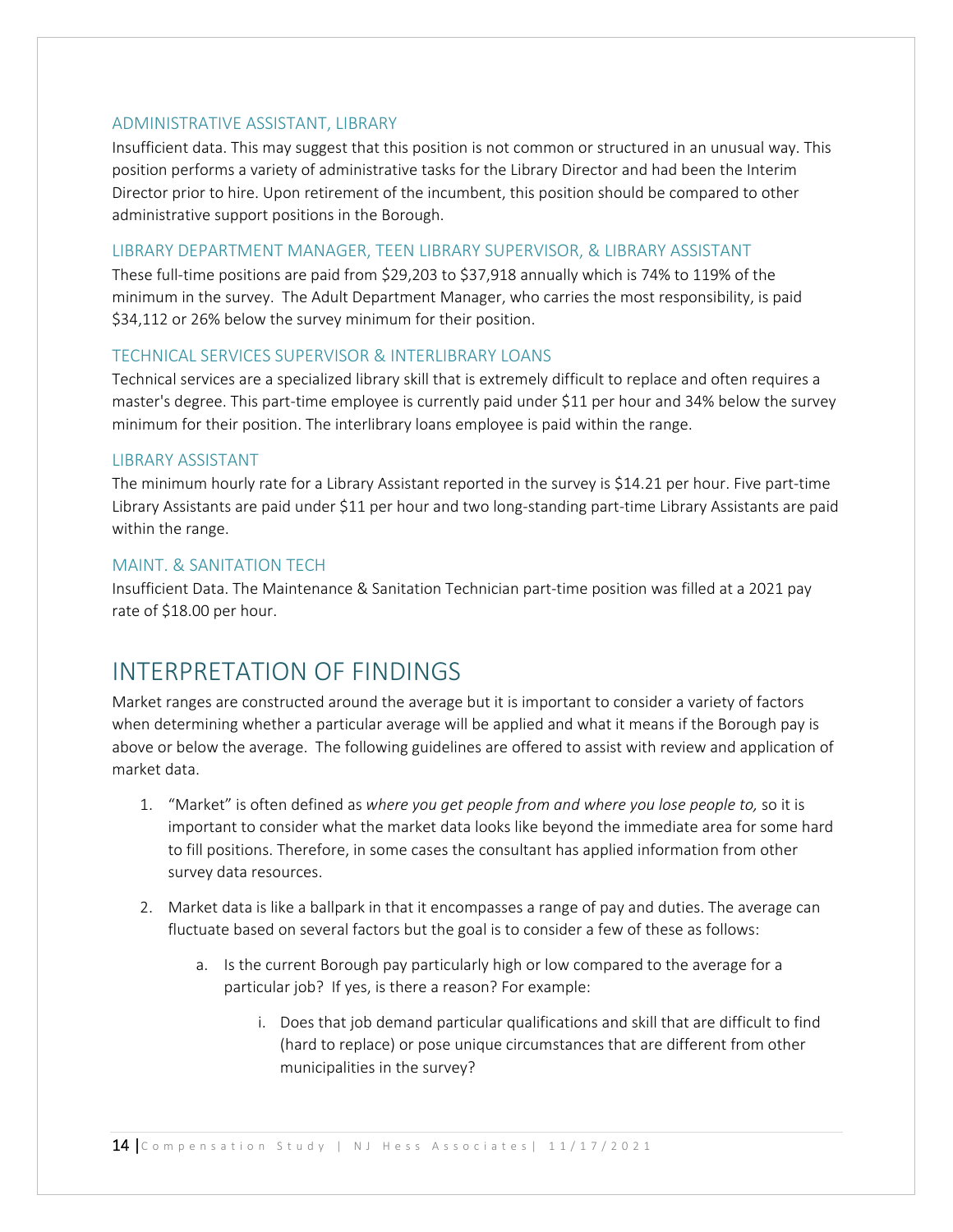### ADMINISTRATIVE ASSISTANT, LIBRARY

Insufficient data. This may suggest that this position is not common or structured in an unusual way. This position performs a variety of administrative tasks for the Library Director and had been the Interim Director prior to hire. Upon retirement of the incumbent, this position should be compared to other administrative support positions in the Borough.

### LIBRARY DEPARTMENT MANAGER, TEEN LIBRARY SUPERVISOR, & LIBRARY ASSISTANT

These full-time positions are paid from $29,203 to $37,918 annually which is 74% to 119% of the minimum in the survey. The Adult Department Manager, who carries the most responsibility, is paid $34,112 or 26% below the survey minimum for their position.

### TECHNICAL SERVICES SUPERVISOR & INTERLIBRARY LOANS

Technical services are a specialized library skill that is extremely difficult to replace and often requires a master's degree. This part-time employee is currently paid under $11 per hour and 34% below the survey minimum for their position. The interlibrary loans employee is paid within the range.

### LIBRARY ASSISTANT

The minimum hourly rate for a Library Assistant reported in the survey is $14.21 per hour. Five part-time Library Assistants are paid under $11 per hour and two long-standing part-time Library Assistants are paid within the range.

### MAINT. & SANITATION TECH

Insufficient Data. The Maintenance & Sanitation Technician part-time position was filled at a 2021 pay rate of $18.00 per hour.

## INTERPRETATION OF FINDINGS

Market ranges are constructed around the average but it is important to consider a variety of factors when determining whether a particular average will be applied and what it means if the Borough pay is above or below the average. The following guidelines are offered to assist with review and application of market data.

1. "Market" is often defined as *where you get people from and where you lose people to,* so it is important to consider what the market data looks like beyond the immediate area for some hard to fill positions. Therefore, in some cases the consultant has applied information from other survey data resources.
2. Market data is like a ballpark in that it encompasses a range of pay and duties. The average can fluctuate based on several factors but the goal is to consider a few of these as follows:
    a. Is the current Borough pay particularly high or low compared to the average for a particular job? If yes, is there a reason? For example:
        i. Does that job demand particular qualifications and skill that are difficult to find (hard to replace) or pose unique circumstances that are different from other municipalities in the survey?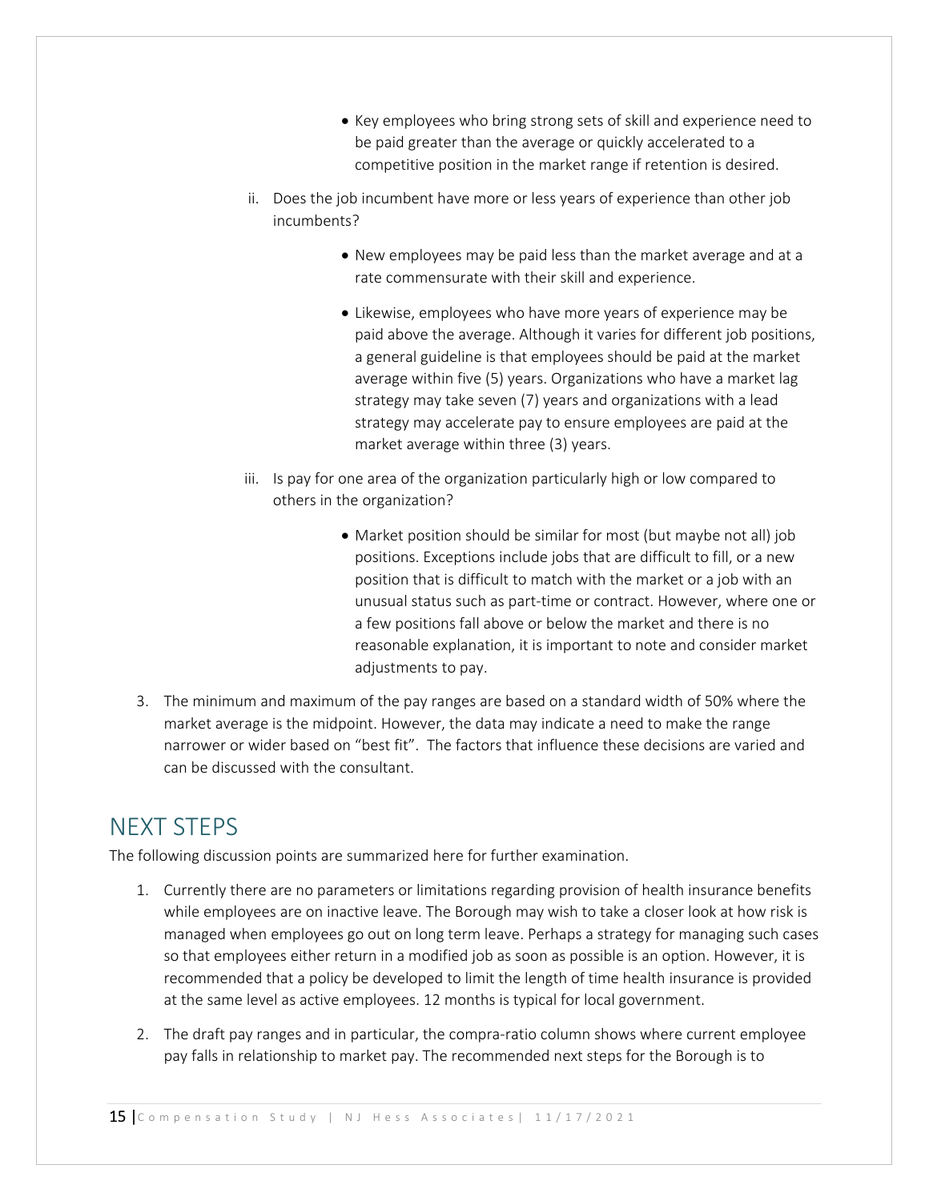- Key employees who bring strong sets of skill and experience need to be paid greater than the average or quickly accelerated to a competitive position in the market range if retention is desired.

ii. Does the job incumbent have more or less years of experience than other job incumbents?

- New employees may be paid less than the market average and at a rate commensurate with their skill and experience.
- Likewise, employees who have more years of experience may be paid above the average. Although it varies for different job positions, a general guideline is that employees should be paid at the market average within five (5) years. Organizations who have a market lag strategy may take seven (7) years and organizations with a lead strategy may accelerate pay to ensure employees are paid at the market average within three (3) years.

iii. Is pay for one area of the organization particularly high or low compared to others in the organization?

- Market position should be similar for most (but maybe not all) job positions. Exceptions include jobs that are difficult to fill, or a new position that is difficult to match with the market or a job with an unusual status such as part-time or contract. However, where one or a few positions fall above or below the market and there is no reasonable explanation, it is important to note and consider market adjustments to pay.

3. The minimum and maximum of the pay ranges are based on a standard width of 50% where the market average is the midpoint. However, the data may indicate a need to make the range narrower or wider based on "best fit". The factors that influence these decisions are varied and can be discussed with the consultant.

# NEXT STEPS

The following discussion points are summarized here for further examination.

1. Currently there are no parameters or limitations regarding provision of health insurance benefits while employees are on inactive leave. The Borough may wish to take a closer look at how risk is managed when employees go out on long term leave. Perhaps a strategy for managing such cases so that employees either return in a modified job as soon as possible is an option. However, it is recommended that a policy be developed to limit the length of time health insurance is provided at the same level as active employees. 12 months is typical for local government.

2. The draft pay ranges and in particular, the compra-ratio column shows where current employee pay falls in relationship to market pay. The recommended next steps for the Borough is to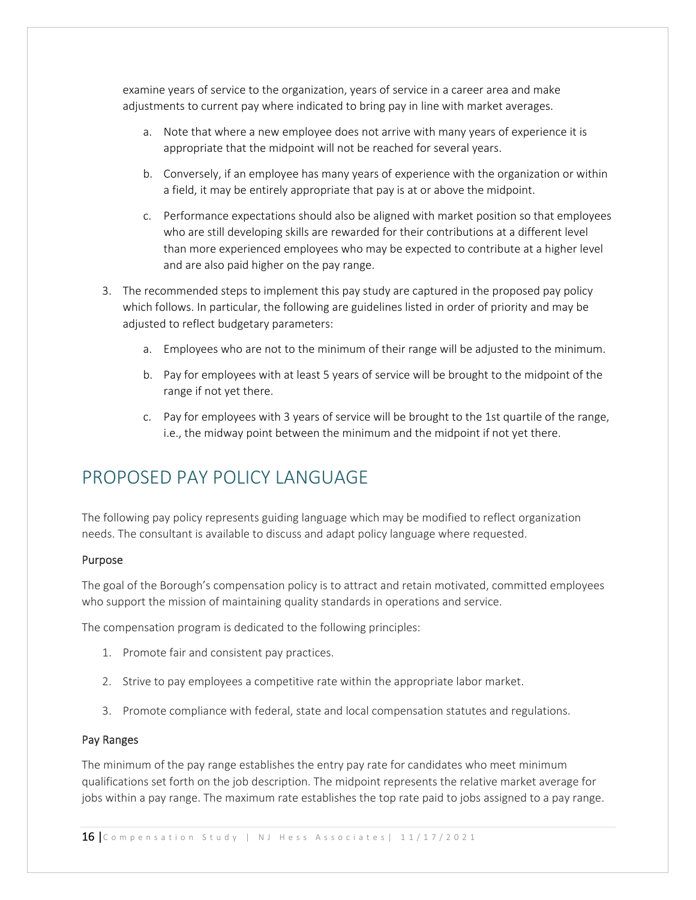examine years of service to the organization, years of service in a career area and make adjustments to current pay where indicated to bring pay in line with market averages.

   a. Note that where a new employee does not arrive with many years of experience it is appropriate that the midpoint will not be reached for several years.

   b. Conversely, if an employee has many years of experience with the organization or within a field, it may be entirely appropriate that pay is at or above the midpoint.

   c. Performance expectations should also be aligned with market position so that employees who are still developing skills are rewarded for their contributions at a different level than more experienced employees who may be expected to contribute at a higher level and are also paid higher on the pay range.

3. The recommended steps to implement this pay study are captured in the proposed pay policy which follows. In particular, the following are guidelines listed in order of priority and may be adjusted to reflect budgetary parameters:

   a. Employees who are not to the minimum of their range will be adjusted to the minimum.

   b. Pay for employees with at least 5 years of service will be brought to the midpoint of the range if not yet there.

   c. Pay for employees with 3 years of service will be brought to the 1st quartile of the range, i.e., the midway point between the minimum and the midpoint if not yet there.

# PROPOSED PAY POLICY LANGUAGE

The following pay policy represents guiding language which may be modified to reflect organization needs. The consultant is available to discuss and adapt policy language where requested.

### Purpose

The goal of the Borough's compensation policy is to attract and retain motivated, committed employees who support the mission of maintaining quality standards in operations and service.

The compensation program is dedicated to the following principles:

1. Promote fair and consistent pay practices.
2. Strive to pay employees a competitive rate within the appropriate labor market.
3. Promote compliance with federal, state and local compensation statutes and regulations.

### Pay Ranges

The minimum of the pay range establishes the entry pay rate for candidates who meet minimum qualifications set forth on the job description. The midpoint represents the relative market average for jobs within a pay range. The maximum rate establishes the top rate paid to jobs assigned to a pay range.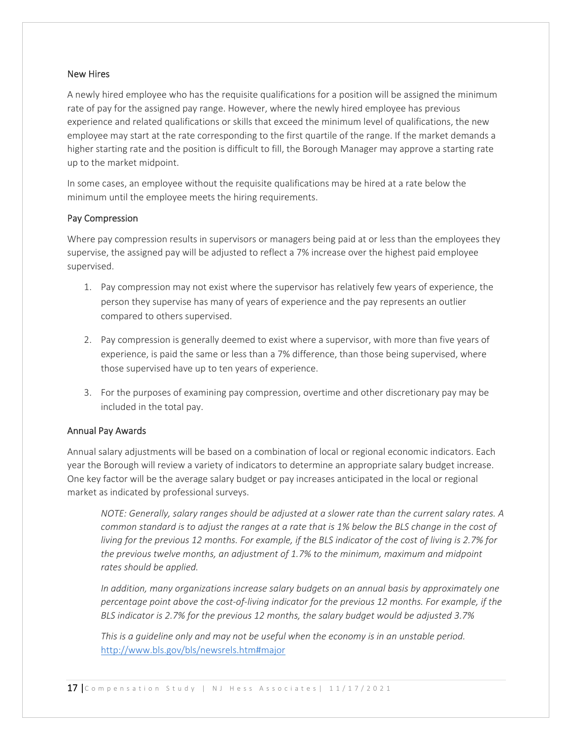### New Hires

A newly hired employee who has the requisite qualifications for a position will be assigned the minimum rate of pay for the assigned pay range. However, where the newly hired employee has previous experience and related qualifications or skills that exceed the minimum level of qualifications, the new employee may start at the rate corresponding to the first quartile of the range. If the market demands a higher starting rate and the position is difficult to fill, the Borough Manager may approve a starting rate up to the market midpoint.

In some cases, an employee without the requisite qualifications may be hired at a rate below the minimum until the employee meets the hiring requirements.

### Pay Compression

Where pay compression results in supervisors or managers being paid at or less than the employees they supervise, the assigned pay will be adjusted to reflect a 7% increase over the highest paid employee supervised.

1. Pay compression may not exist where the supervisor has relatively few years of experience, the person they supervise has many of years of experience and the pay represents an outlier compared to others supervised.
2. Pay compression is generally deemed to exist where a supervisor, with more than five years of experience, is paid the same or less than a 7% difference, than those being supervised, where those supervised have up to ten years of experience.
3. For the purposes of examining pay compression, overtime and other discretionary pay may be included in the total pay.

### Annual Pay Awards

Annual salary adjustments will be based on a combination of local or regional economic indicators. Each year the Borough will review a variety of indicators to determine an appropriate salary budget increase. One key factor will be the average salary budget or pay increases anticipated in the local or regional market as indicated by professional surveys.

> *NOTE: Generally, salary ranges should be adjusted at a slower rate than the current salary rates. A common standard is to adjust the ranges at a rate that is 1% below the BLS change in the cost of living for the previous 12 months. For example, if the BLS indicator of the cost of living is 2.7% for the previous twelve months, an adjustment of 1.7% to the minimum, maximum and midpoint rates should be applied.*
>
> *In addition, many organizations increase salary budgets on an annual basis by approximately one percentage point above the cost-of-living indicator for the previous 12 months. For example, if the BLS indicator is 2.7% for the previous 12 months, the salary budget would be adjusted 3.7%*
>
> *This is a guideline only and may not be useful when the economy is in an unstable period.* http://www.bls.gov/bls/newsrels.htm#major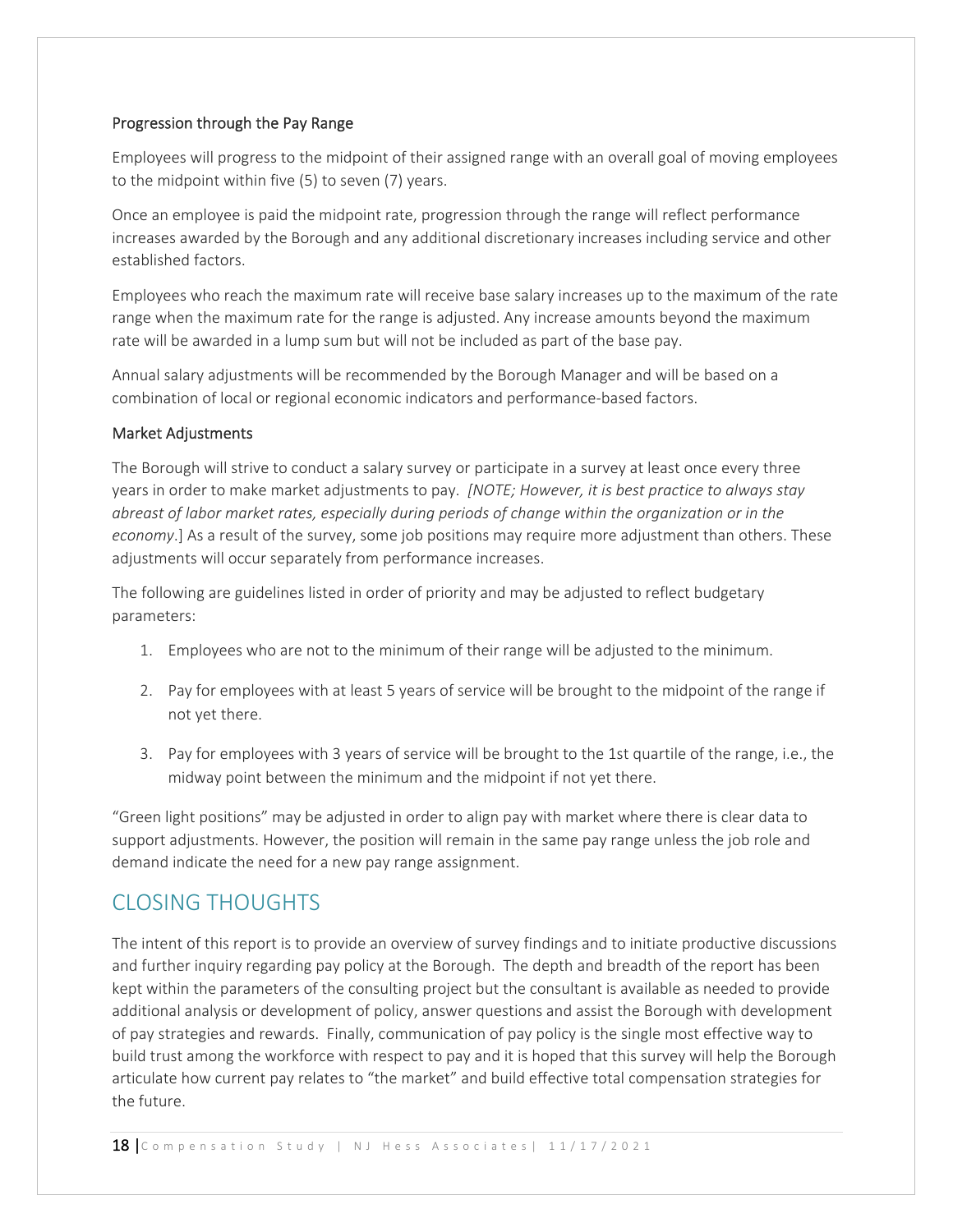### Progression through the Pay Range

Employees will progress to the midpoint of their assigned range with an overall goal of moving employees to the midpoint within five (5) to seven (7) years.

Once an employee is paid the midpoint rate, progression through the range will reflect performance increases awarded by the Borough and any additional discretionary increases including service and other established factors.

Employees who reach the maximum rate will receive base salary increases up to the maximum of the rate range when the maximum rate for the range is adjusted. Any increase amounts beyond the maximum rate will be awarded in a lump sum but will not be included as part of the base pay.

Annual salary adjustments will be recommended by the Borough Manager and will be based on a combination of local or regional economic indicators and performance-based factors.

### Market Adjustments

The Borough will strive to conduct a salary survey or participate in a survey at least once every three years in order to make market adjustments to pay. *[NOTE; However, it is best practice to always stay abreast of labor market rates, especially during periods of change within the organization or in the economy.*] As a result of the survey, some job positions may require more adjustment than others. These adjustments will occur separately from performance increases.

The following are guidelines listed in order of priority and may be adjusted to reflect budgetary parameters:

1. Employees who are not to the minimum of their range will be adjusted to the minimum.
2. Pay for employees with at least 5 years of service will be brought to the midpoint of the range if not yet there.
3. Pay for employees with 3 years of service will be brought to the 1st quartile of the range, i.e., the midway point between the minimum and the midpoint if not yet there.

"Green light positions" may be adjusted in order to align pay with market where there is clear data to support adjustments. However, the position will remain in the same pay range unless the job role and demand indicate the need for a new pay range assignment.

## CLOSING THOUGHTS

The intent of this report is to provide an overview of survey findings and to initiate productive discussions and further inquiry regarding pay policy at the Borough. The depth and breadth of the report has been kept within the parameters of the consulting project but the consultant is available as needed to provide additional analysis or development of policy, answer questions and assist the Borough with development of pay strategies and rewards. Finally, communication of pay policy is the single most effective way to build trust among the workforce with respect to pay and it is hoped that this survey will help the Borough articulate how current pay relates to "the market" and build effective total compensation strategies for the future.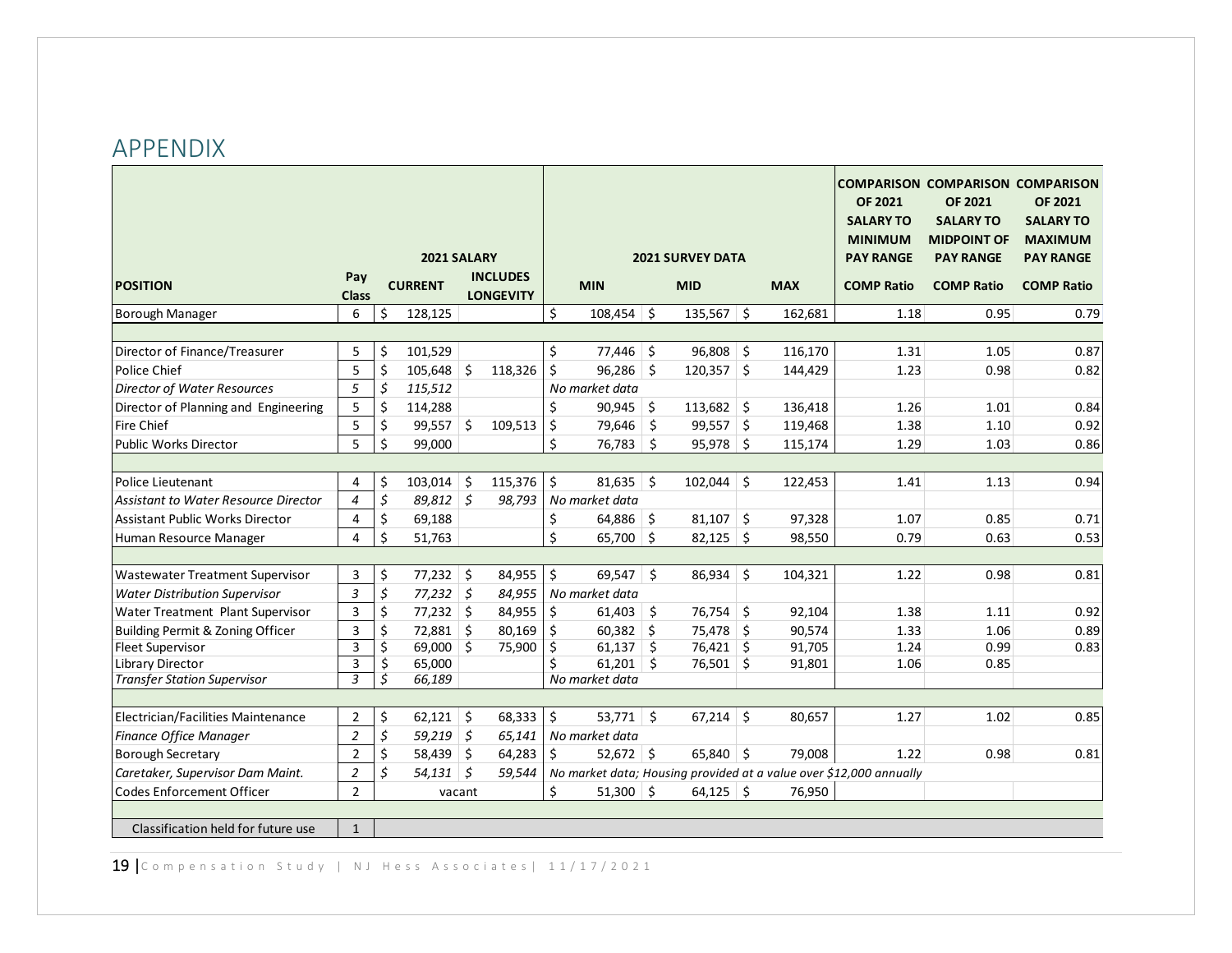# APPENDIX

| POSITION | Pay Class | 2021 SALARY CURRENT | 2021 SALARY INCLUDES LONGEVITY | 2021 SURVEY DATA MIN | 2021 SURVEY DATA MID | 2021 SURVEY DATA MAX | COMPARISON OF 2021 SALARY TO MINIMUM PAY RANGE COMP Ratio | COMPARISON OF 2021 SALARY TO MIDPOINT OF PAY RANGE COMP Ratio | COMPARISON OF 2021 SALARY TO MAXIMUM PAY RANGE COMP Ratio |
|---|---|---|---|---|---|---|---|---|---|
| Borough Manager | 6 | $ 128,125 | | $ 108,454 | $ 135,567 | $ 162,681 | 1.18 | 0.95 | 0.79 |
| | | | | | | | | | |
| Director of Finance/Treasurer | 5 | $ 101,529 | | $ 77,446 | $ 96,808 | $ 116,170 | 1.31 | 1.05 | 0.87 |
| Police Chief | 5 | $ 105,648 | $ 118,326 | $ 96,286 | $ 120,357 | $ 144,429 | 1.23 | 0.98 | 0.82 |
| *Director of Water Resources* | *5* | *$ 115,512* | | *No market data* | | | | | |
| Director of Planning and Engineering | 5 | $ 114,288 | | $ 90,945 | $ 113,682 | $ 136,418 | 1.26 | 1.01 | 0.84 |
| Fire Chief | 5 | $ 99,557 | $ 109,513 | $ 79,646 | $ 99,557 | $ 119,468 | 1.38 | 1.10 | 0.92 |
| Public Works Director | 5 | $ 99,000 | | $ 76,783 | $ 95,978 | $ 115,174 | 1.29 | 1.03 | 0.86 |
| | | | | | | | | | |
| Police Lieutenant | 4 | $ 103,014 | $ 115,376 | $ 81,635 | $ 102,044 | $ 122,453 | 1.41 | 1.13 | 0.94 |
| *Assistant to Water Resource Director* | *4* | *$ 89,812* | *$ 98,793* | *No market data* | | | | | |
| Assistant Public Works Director | 4 | $ 69,188 | | $ 64,886 | $ 81,107 | $ 97,328 | 1.07 | 0.85 | 0.71 |
| Human Resource Manager | 4 | $ 51,763 | | $ 65,700 | $ 82,125 | $ 98,550 | 0.79 | 0.63 | 0.53 |
| | | | | | | | | | |
| Wastewater Treatment Supervisor | 3 | $ 77,232 | $ 84,955 | $ 69,547 | $ 86,934 | $ 104,321 | 1.22 | 0.98 | 0.81 |
| *Water Distribution Supervisor* | *3* | *$ 77,232* | *$ 84,955* | *No market data* | | | | | |
| Water Treatment Plant Supervisor | 3 | $ 77,232 | $ 84,955 | $ 61,403 | $ 76,754 | $ 92,104 | 1.38 | 1.11 | 0.92 |
| Building Permit & Zoning Officer | 3 | $ 72,881 | $ 80,169 | $ 60,382 | $ 75,478 | $ 90,574 | 1.33 | 1.06 | 0.89 |
| Fleet Supervisor | 3 | $ 69,000 | $ 75,900 | $ 61,137 | $ 76,421 | $ 91,705 | 1.24 | 0.99 | 0.83 |
| Library Director | 3 | $ 65,000 | | $ 61,201 | $ 76,501 | $ 91,801 | 1.06 | 0.85 | |
| *Transfer Station Supervisor* | *3* | *$ 66,189* | | *No market data* | | | | | |
| | | | | | | | | | |
| Electrician/Facilities Maintenance | 2 | $ 62,121 | $ 68,333 | $ 53,771 | $ 67,214 | $ 80,657 | 1.27 | 1.02 | 0.85 |
| *Finance Office Manager* | *2* | *$ 59,219* | *$ 65,141* | *No market data* | | | | | |
| Borough Secretary | 2 | $ 58,439 | $ 64,283 | $ 52,672 | $ 65,840 | $ 79,008 | 1.22 | 0.98 | 0.81 |
| *Caretaker, Supervisor Dam Maint.* | *2* | *$ 54,131* | *$ 59,544* | *No market data; Housing provided at a value over $12,000 annually* | | | | | |
| Codes Enforcement Officer | 2 | vacant | | $ 51,300 | $ 64,125 | $ 76,950 | | | |
| | | | | | | | | | |
| Classification held for future use | 1 | | | | | | | | |

19 | Compensation Study | NJ Hess Associates | 11/17/2021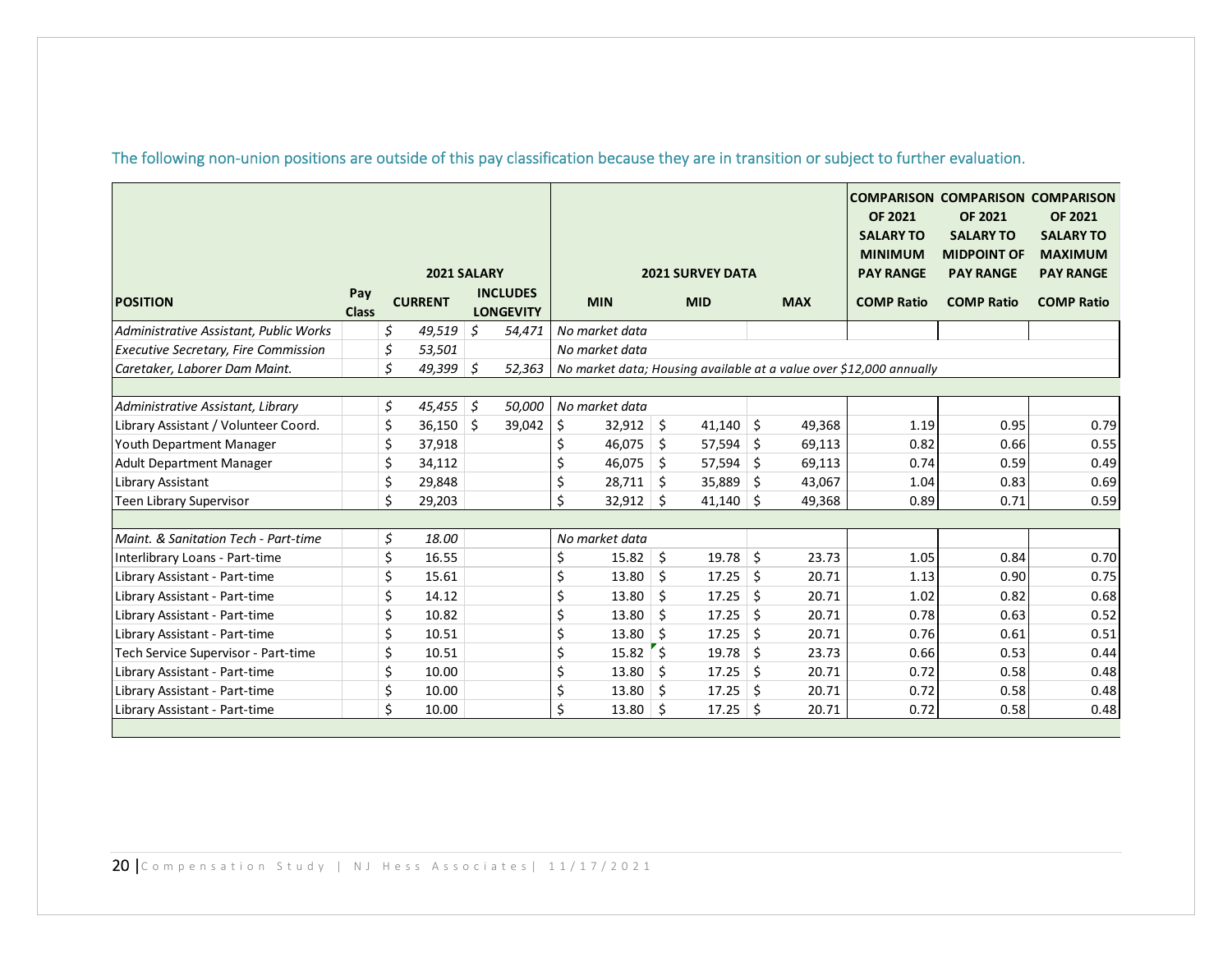The following non-union positions are outside of this pay classification because they are in transition or subject to further evaluation.

| | | 2021 SALARY | | 2021 SURVEY DATA | | | COMPARISON OF 2021 SALARY TO MINIMUM PAY RANGE | COMPARISON OF 2021 SALARY TO MIDPOINT OF PAY RANGE | COMPARISON OF 2021 SALARY TO MAXIMUM PAY RANGE |
|---|---|---|---|---|---|---|---|---|---|
| **POSITION** | **Pay Class** | **CURRENT** | **INCLUDES LONGEVITY** | **MIN** | **MID** | **MAX** | **COMP Ratio** | **COMP Ratio** | **COMP Ratio** |
| *Administrative Assistant, Public Works* | | *$ 49,519* | *$ 54,471* | *No market data* | | | | | |
| *Executive Secretary, Fire Commission* | | *$ 53,501* | | *No market data* | | | | | |
| *Caretaker, Laborer Dam Maint.* | | *$ 49,399* | *$ 52,363* | *No market data; Housing available at a value over $12,000 annually* | | | | | |
| | | | | | | | | | |
| *Administrative Assistant, Library* | | *$ 45,455* | *$ 50,000* | *No market data* | | | | | |
| Library Assistant / Volunteer Coord. | | $ 36,150 | $ 39,042 | $ 32,912 | $ 41,140 | $ 49,368 | 1.19 | 0.95 | 0.79 |
| Youth Department Manager | | $ 37,918 | | $ 46,075 | $ 57,594 | $ 69,113 | 0.82 | 0.66 | 0.55 |
| Adult Department Manager | | $ 34,112 | | $ 46,075 | $ 57,594 | $ 69,113 | 0.74 | 0.59 | 0.49 |
| Library Assistant | | $ 29,848 | | $ 28,711 | $ 35,889 | $ 43,067 | 1.04 | 0.83 | 0.69 |
| Teen Library Supervisor | | $ 29,203 | | $ 32,912 | $ 41,140 | $ 49,368 | 0.89 | 0.71 | 0.59 |
| | | | | | | | | | |
| *Maint. & Sanitation Tech - Part-time* | | *$ 18.00* | | *No market data* | | | | | |
| Interlibrary Loans - Part-time | | $ 16.55 | | $ 15.82 | $ 19.78 | $ 23.73 | 1.05 | 0.84 | 0.70 |
| Library Assistant - Part-time | | $ 15.61 | | $ 13.80 | $ 17.25 | $ 20.71 | 1.13 | 0.90 | 0.75 |
| Library Assistant - Part-time | | $ 14.12 | | $ 13.80 | $ 17.25 | $ 20.71 | 1.02 | 0.82 | 0.68 |
| Library Assistant - Part-time | | $ 10.82 | | $ 13.80 | $ 17.25 | $ 20.71 | 0.78 | 0.63 | 0.52 |
| Library Assistant - Part-time | | $ 10.51 | | $ 13.80 | $ 17.25 | $ 20.71 | 0.76 | 0.61 | 0.51 |
| Tech Service Supervisor - Part-time | | $ 10.51 | | $ 15.82 | $ 19.78 | $ 23.73 | 0.66 | 0.53 | 0.44 |
| Library Assistant - Part-time | | $ 10.00 | | $ 13.80 | $ 17.25 | $ 20.71 | 0.72 | 0.58 | 0.48 |
| Library Assistant - Part-time | | $ 10.00 | | $ 13.80 | $ 17.25 | $ 20.71 | 0.72 | 0.58 | 0.48 |
| Library Assistant - Part-time | | $ 10.00 | | $ 13.80 | $ 17.25 | $ 20.71 | 0.72 | 0.58 | 0.48 |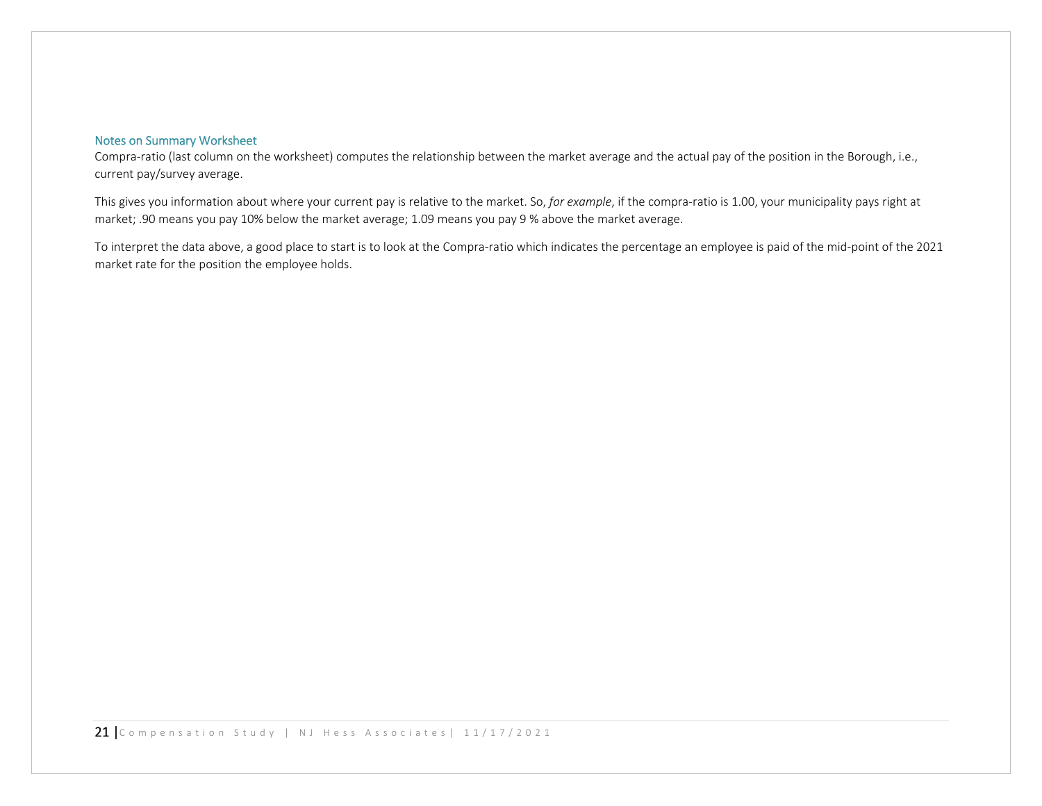### Notes on Summary Worksheet

Compra-ratio (last column on the worksheet) computes the relationship between the market average and the actual pay of the position in the Borough, i.e., current pay/survey average.

This gives you information about where your current pay is relative to the market. So, *for example*, if the compra-ratio is 1.00, your municipality pays right at market; .90 means you pay 10% below the market average; 1.09 means you pay 9 % above the market average.

To interpret the data above, a good place to start is to look at the Compra-ratio which indicates the percentage an employee is paid of the mid-point of the 2021 market rate for the position the employee holds.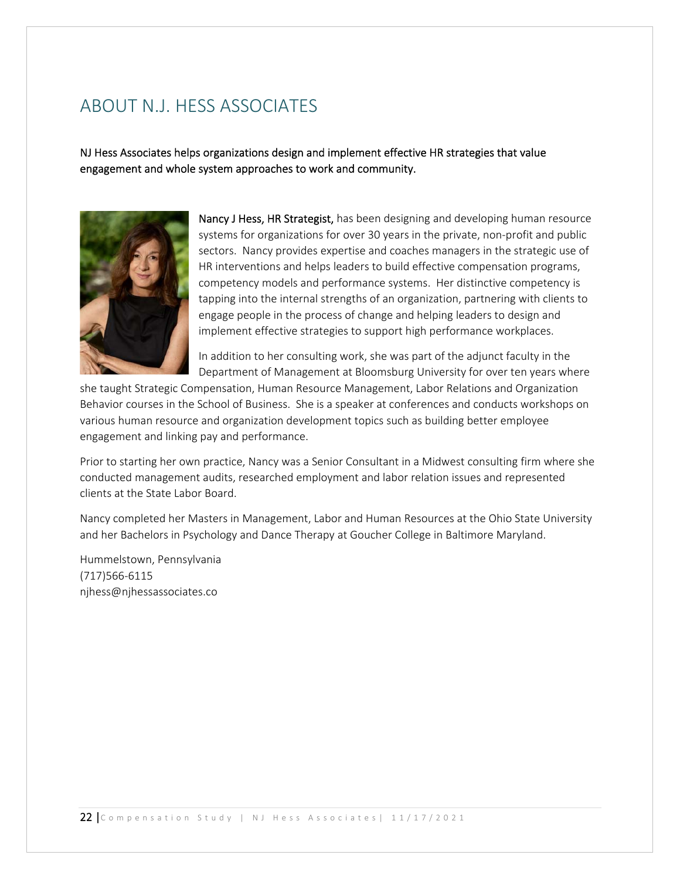# ABOUT N.J. HESS ASSOCIATES

NJ Hess Associates helps organizations design and implement effective HR strategies that value engagement and whole system approaches to work and community.

**Nancy J Hess, HR Strategist,** has been designing and developing human resource systems for organizations for over 30 years in the private, non-profit and public sectors. Nancy provides expertise and coaches managers in the strategic use of HR interventions and helps leaders to build effective compensation programs, competency models and performance systems. Her distinctive competency is tapping into the internal strengths of an organization, partnering with clients to engage people in the process of change and helping leaders to design and implement effective strategies to support high performance workplaces.

In addition to her consulting work, she was part of the adjunct faculty in the Department of Management at Bloomsburg University for over ten years where she taught Strategic Compensation, Human Resource Management, Labor Relations and Organization Behavior courses in the School of Business. She is a speaker at conferences and conducts workshops on various human resource and organization development topics such as building better employee engagement and linking pay and performance.

Prior to starting her own practice, Nancy was a Senior Consultant in a Midwest consulting firm where she conducted management audits, researched employment and labor relation issues and represented clients at the State Labor Board.

Nancy completed her Masters in Management, Labor and Human Resources at the Ohio State University and her Bachelors in Psychology and Dance Therapy at Goucher College in Baltimore Maryland.

Hummelstown, Pennsylvania
(717)566-6115
njhess@njhessassociates.co